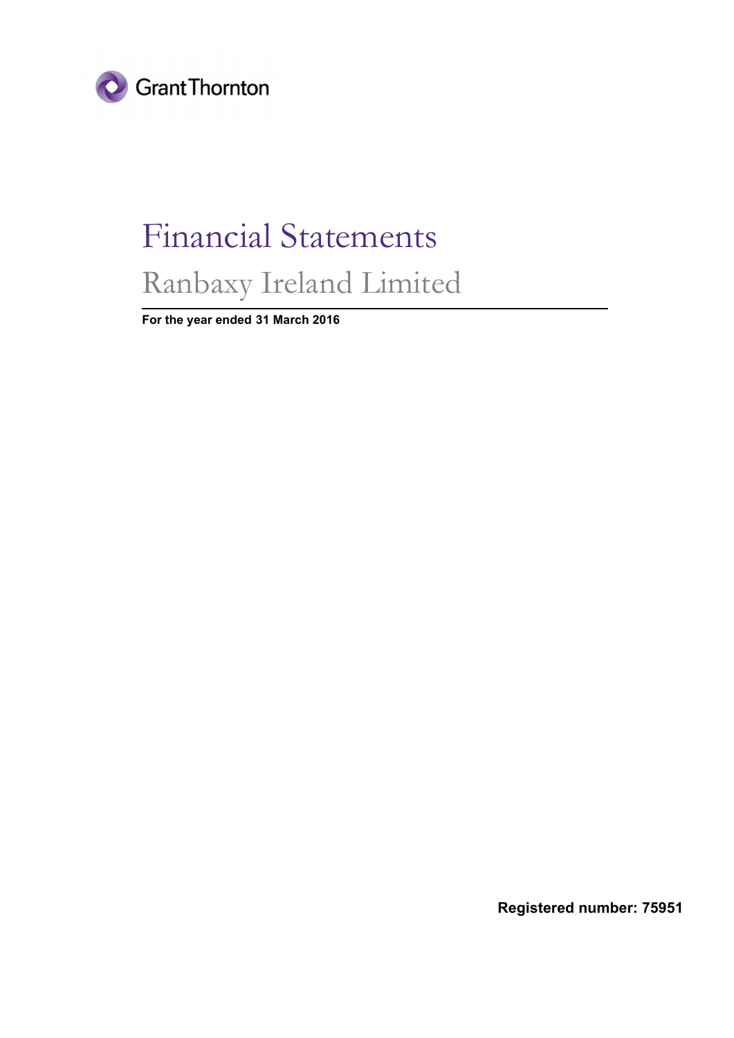Grant Thornton

# Financial Statements

## Ranbaxy Ireland Limited

**For the year ended 31 March 2016**

**Registered number: 75951**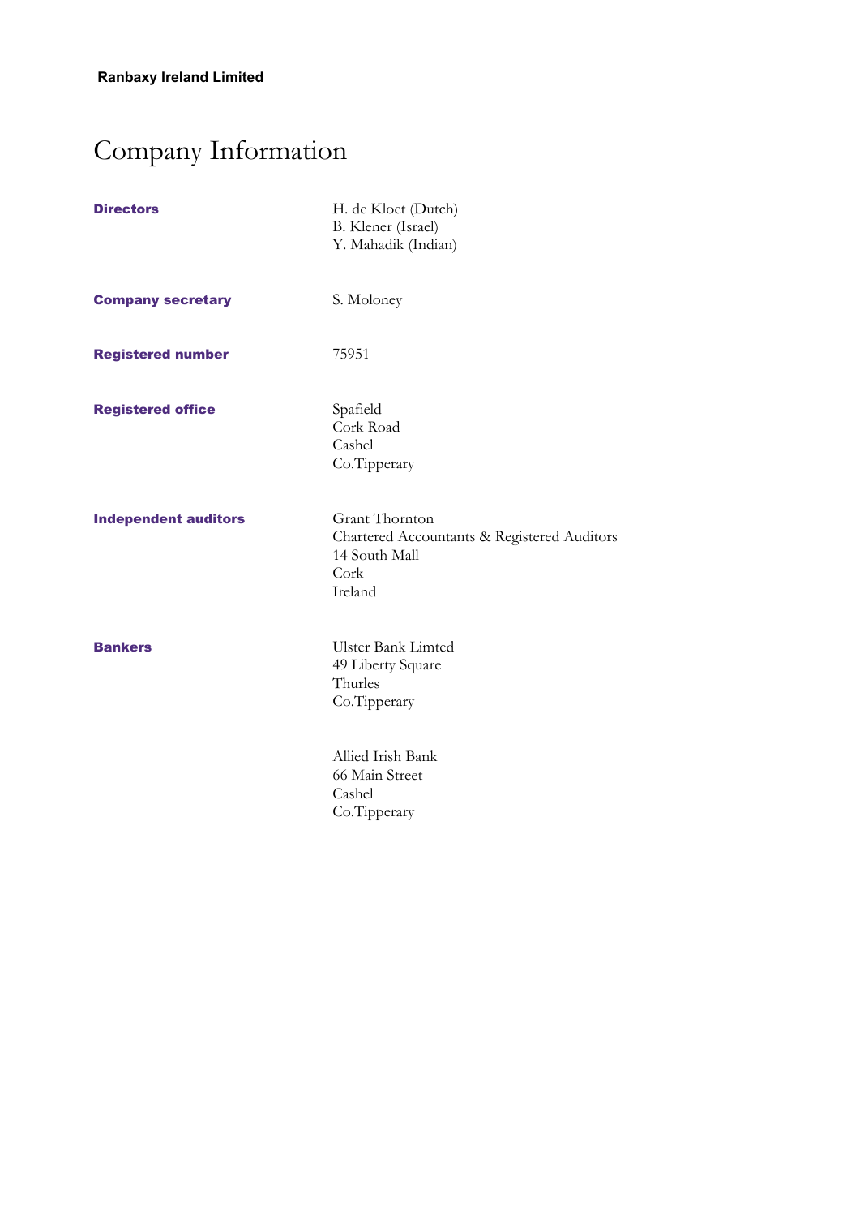**Ranbaxy Ireland Limited**

# Company Information

| | |
|---|---|
| **Directors** | H. de Kloet (Dutch)<br>B. Klener (Israel)<br>Y. Mahadik (Indian) |
| **Company secretary** | S. Moloney |
| **Registered number** | 75951 |
| **Registered office** | Spafield<br>Cork Road<br>Cashel<br>Co.Tipperary |
| **Independent auditors** | Grant Thornton<br>Chartered Accountants & Registered Auditors<br>14 South Mall<br>Cork<br>Ireland |
| **Bankers** | Ulster Bank Limted<br>49 Liberty Square<br>Thurles<br>Co.Tipperary<br><br>Allied Irish Bank<br>66 Main Street<br>Cashel<br>Co.Tipperary |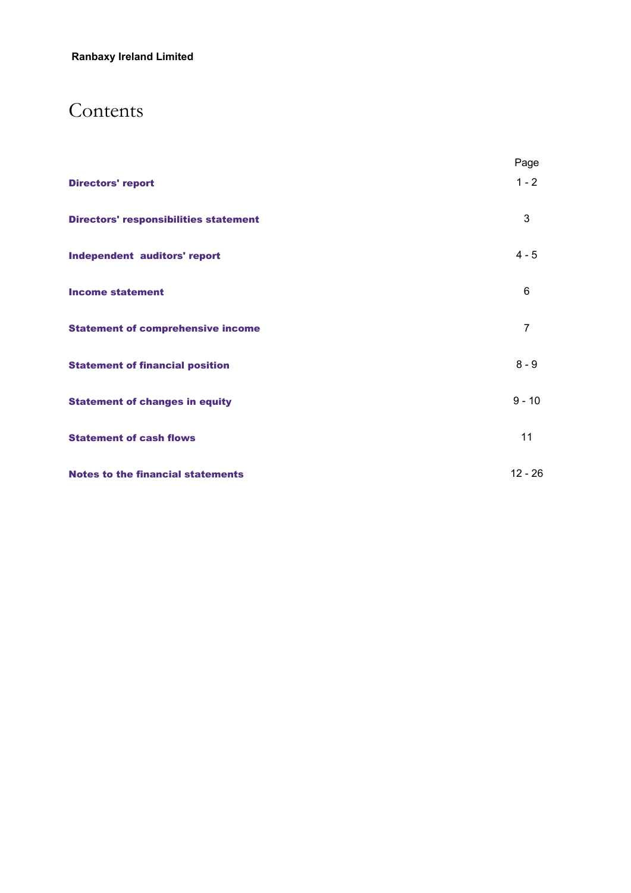**Ranbaxy Ireland Limited**

# Contents

| | Page |
|---|---|
| **Directors' report** | 1 - 2 |
| **Directors' responsibilities statement** | 3 |
| **Independent auditors' report** | 4 - 5 |
| **Income statement** | 6 |
| **Statement of comprehensive income** | 7 |
| **Statement of financial position** | 8 - 9 |
| **Statement of changes in equity** | 9 - 10 |
| **Statement of cash flows** | 11 |
| **Notes to the financial statements** | 12 - 26 |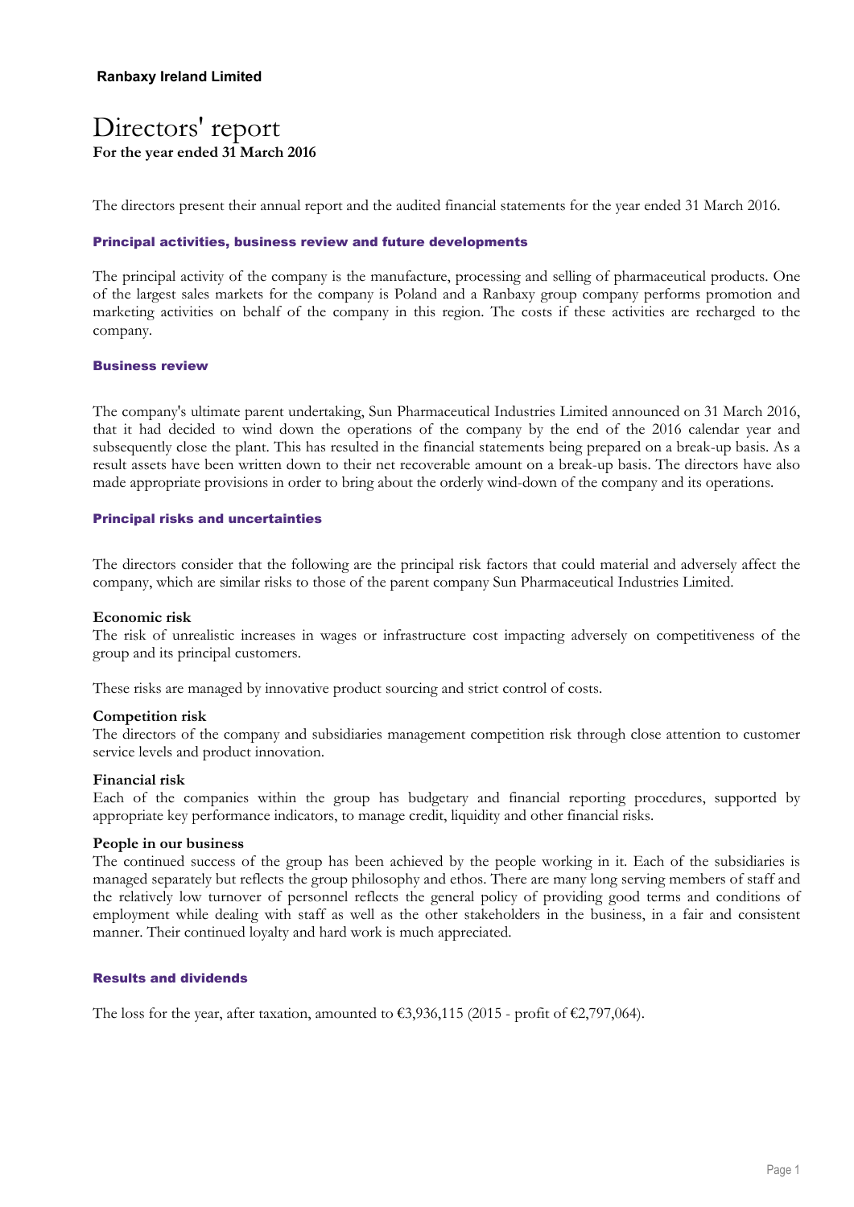**Ranbaxy Ireland Limited**

# Directors' report

**For the year ended 31 March 2016**

The directors present their annual report and the audited financial statements for the year ended 31 March 2016.

## Principal activities, business review and future developments

The principal activity of the company is the manufacture, processing and selling of pharmaceutical products. One of the largest sales markets for the company is Poland and a Ranbaxy group company performs promotion and marketing activities on behalf of the company in this region. The costs if these activities are recharged to the company.

## Business review

The company's ultimate parent undertaking, Sun Pharmaceutical Industries Limited announced on 31 March 2016, that it had decided to wind down the operations of the company by the end of the 2016 calendar year and subsequently close the plant. This has resulted in the financial statements being prepared on a break-up basis. As a result assets have been written down to their net recoverable amount on a break-up basis. The directors have also made appropriate provisions in order to bring about the orderly wind-down of the company and its operations.

## Principal risks and uncertainties

The directors consider that the following are the principal risk factors that could material and adversely affect the company, which are similar risks to those of the parent company Sun Pharmaceutical Industries Limited.

**Economic risk**

The risk of unrealistic increases in wages or infrastructure cost impacting adversely on competitiveness of the group and its principal customers.

These risks are managed by innovative product sourcing and strict control of costs.

**Competition risk**

The directors of the company and subsidiaries management competition risk through close attention to customer service levels and product innovation.

**Financial risk**

Each of the companies within the group has budgetary and financial reporting procedures, supported by appropriate key performance indicators, to manage credit, liquidity and other financial risks.

**People in our business**

The continued success of the group has been achieved by the people working in it. Each of the subsidiaries is managed separately but reflects the group philosophy and ethos. There are many long serving members of staff and the relatively low turnover of personnel reflects the general policy of providing good terms and conditions of employment while dealing with staff as well as the other stakeholders in the business, in a fair and consistent manner. Their continued loyalty and hard work is much appreciated.

## Results and dividends

The loss for the year, after taxation, amounted to €3,936,115 (2015 - profit of €2,797,064).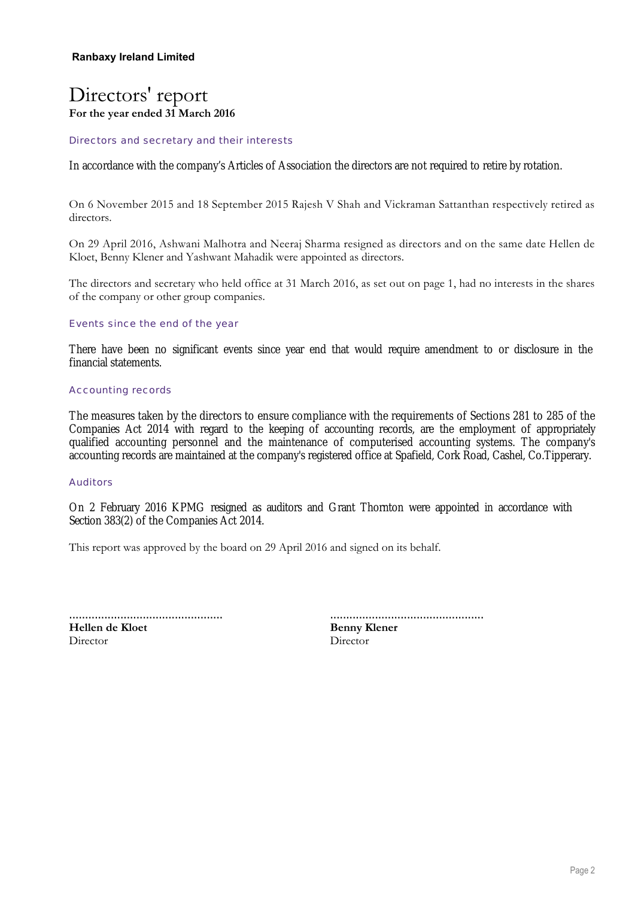**Ranbaxy Ireland Limited**

# Directors' report

**For the year ended 31 March 2016**

### Directors and secretary and their interests

In accordance with the company's Articles of Association the directors are not required to retire by rotation.

On 6 November 2015 and 18 September 2015 Rajesh V Shah and Vickraman Sattanthan respectively retired as directors.

On 29 April 2016, Ashwani Malhotra and Neeraj Sharma resigned as directors and on the same date Hellen de Kloet, Benny Klener and Yashwant Mahadik were appointed as directors.

The directors and secretary who held office at 31 March 2016, as set out on page 1, had no interests in the shares of the company or other group companies.

### Events since the end of the year

There have been no significant events since year end that would require amendment to or disclosure in the financial statements.

### Accounting records

The measures taken by the directors to ensure compliance with the requirements of Sections 281 to 285 of the Companies Act 2014 with regard to the keeping of accounting records, are the employment of appropriately qualified accounting personnel and the maintenance of computerised accounting systems. The company's accounting records are maintained at the company's registered office at Spafield, Cork Road, Cashel, Co.Tipperary.

### Auditors

On 2 February 2016 KPMG resigned as auditors and Grant Thornton were appointed in accordance with Section 383(2) of the Companies Act 2014.

This report was approved by the board on 29 April 2016 and signed on its behalf.

| ............................................... | ............................................... |
|---|---|
| **Hellen de Kloet** | **Benny Klener** |
| Director | Director |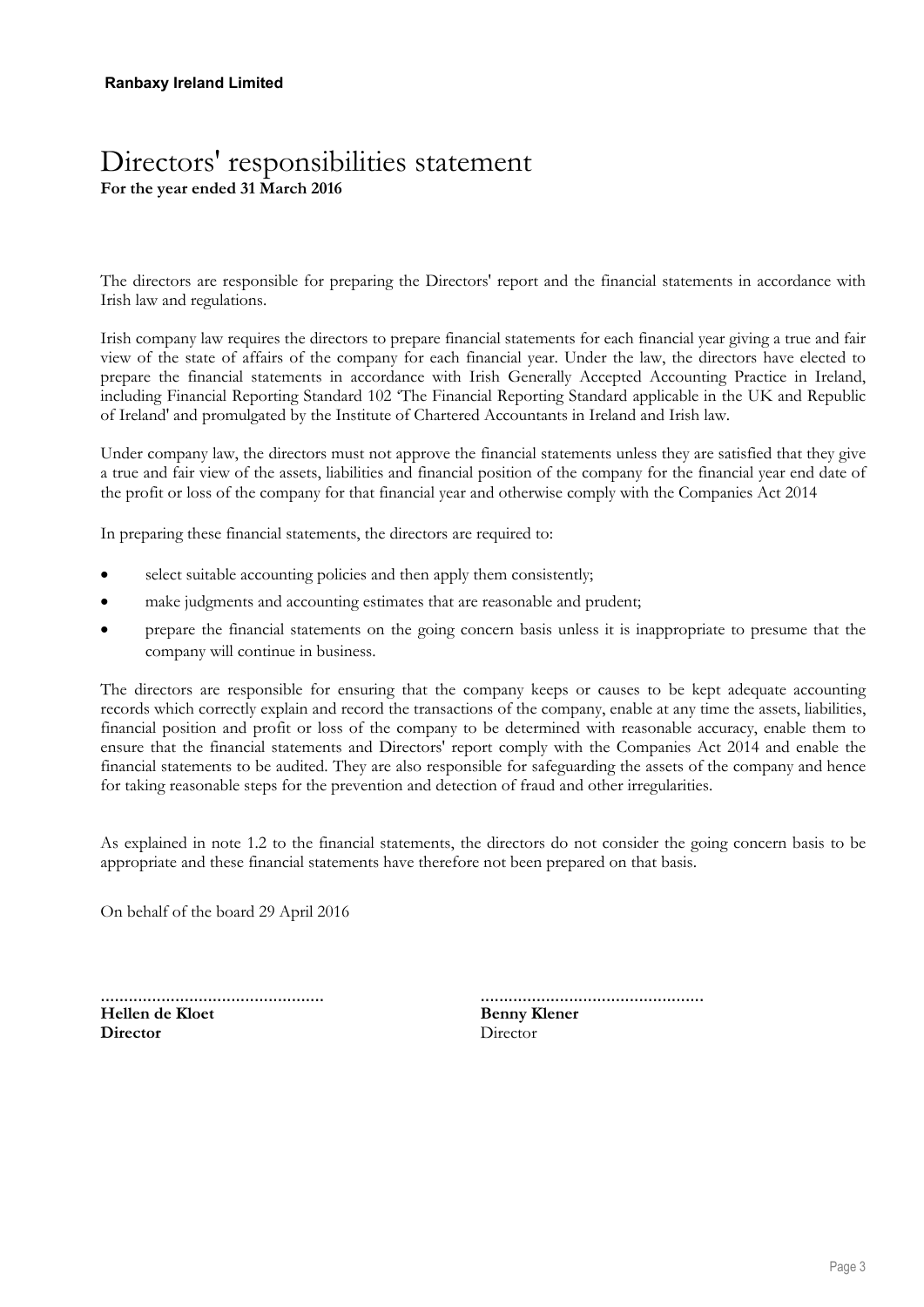**Ranbaxy Ireland Limited**

# Directors' responsibilities statement

**For the year ended 31 March 2016**

The directors are responsible for preparing the Directors' report and the financial statements in accordance with Irish law and regulations.

Irish company law requires the directors to prepare financial statements for each financial year giving a true and fair view of the state of affairs of the company for each financial year. Under the law, the directors have elected to prepare the financial statements in accordance with Irish Generally Accepted Accounting Practice in Ireland, including Financial Reporting Standard 102 'The Financial Reporting Standard applicable in the UK and Republic of Ireland' and promulgated by the Institute of Chartered Accountants in Ireland and Irish law.

Under company law, the directors must not approve the financial statements unless they are satisfied that they give a true and fair view of the assets, liabilities and financial position of the company for the financial year end date of the profit or loss of the company for that financial year and otherwise comply with the Companies Act 2014

In preparing these financial statements, the directors are required to:

- select suitable accounting policies and then apply them consistently;
- make judgments and accounting estimates that are reasonable and prudent;
- prepare the financial statements on the going concern basis unless it is inappropriate to presume that the company will continue in business.

The directors are responsible for ensuring that the company keeps or causes to be kept adequate accounting records which correctly explain and record the transactions of the company, enable at any time the assets, liabilities, financial position and profit or loss of the company to be determined with reasonable accuracy, enable them to ensure that the financial statements and Directors' report comply with the Companies Act 2014 and enable the financial statements to be audited. They are also responsible for safeguarding the assets of the company and hence for taking reasonable steps for the prevention and detection of fraud and other irregularities.

As explained in note 1.2 to the financial statements, the directors do not consider the going concern basis to be appropriate and these financial statements have therefore not been prepared on that basis.

On behalf of the board 29 April 2016

| | |
|---|---|
| ............................................... | ............................................... |
| **Hellen de Kloet** | **Benny Klener** |
| **Director** | Director |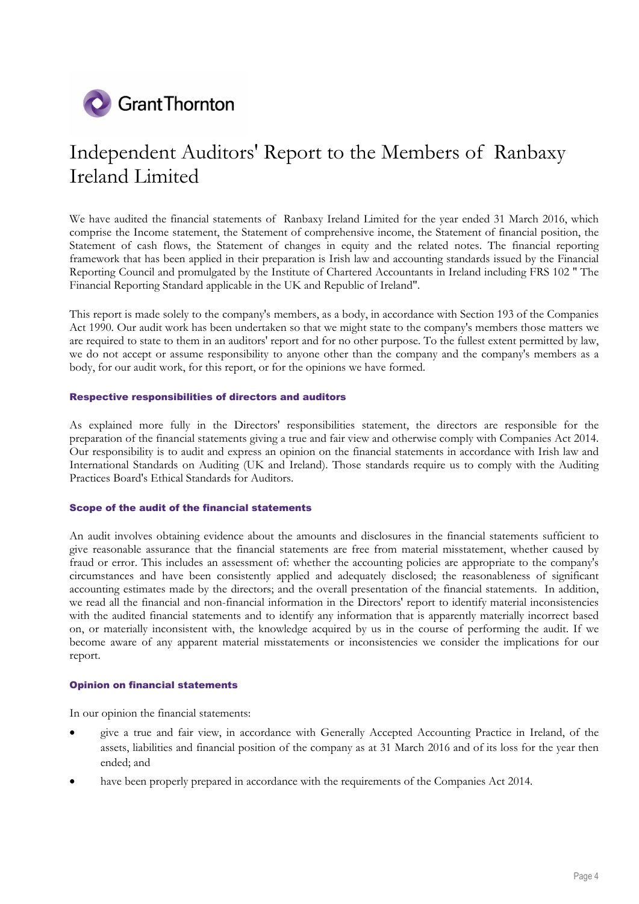Grant Thornton

# Independent Auditors' Report to the Members of Ranbaxy Ireland Limited

We have audited the financial statements of Ranbaxy Ireland Limited for the year ended 31 March 2016, which comprise the Income statement, the Statement of comprehensive income, the Statement of financial position, the Statement of cash flows, the Statement of changes in equity and the related notes. The financial reporting framework that has been applied in their preparation is Irish law and accounting standards issued by the Financial Reporting Council and promulgated by the Institute of Chartered Accountants in Ireland including FRS 102 " The Financial Reporting Standard applicable in the UK and Republic of Ireland".

This report is made solely to the company's members, as a body, in accordance with Section 193 of the Companies Act 1990. Our audit work has been undertaken so that we might state to the company's members those matters we are required to state to them in an auditors' report and for no other purpose. To the fullest extent permitted by law, we do not accept or assume responsibility to anyone other than the company and the company's members as a body, for our audit work, for this report, or for the opinions we have formed.

## Respective responsibilities of directors and auditors

As explained more fully in the Directors' responsibilities statement, the directors are responsible for the preparation of the financial statements giving a true and fair view and otherwise comply with Companies Act 2014. Our responsibility is to audit and express an opinion on the financial statements in accordance with Irish law and International Standards on Auditing (UK and Ireland). Those standards require us to comply with the Auditing Practices Board's Ethical Standards for Auditors.

## Scope of the audit of the financial statements

An audit involves obtaining evidence about the amounts and disclosures in the financial statements sufficient to give reasonable assurance that the financial statements are free from material misstatement, whether caused by fraud or error. This includes an assessment of: whether the accounting policies are appropriate to the company's circumstances and have been consistently applied and adequately disclosed; the reasonableness of significant accounting estimates made by the directors; and the overall presentation of the financial statements. In addition, we read all the financial and non-financial information in the Directors' report to identify material inconsistencies with the audited financial statements and to identify any information that is apparently materially incorrect based on, or materially inconsistent with, the knowledge acquired by us in the course of performing the audit. If we become aware of any apparent material misstatements or inconsistencies we consider the implications for our report.

## Opinion on financial statements

In our opinion the financial statements:

- give a true and fair view, in accordance with Generally Accepted Accounting Practice in Ireland, of the assets, liabilities and financial position of the company as at 31 March 2016 and of its loss for the year then ended; and
- have been properly prepared in accordance with the requirements of the Companies Act 2014.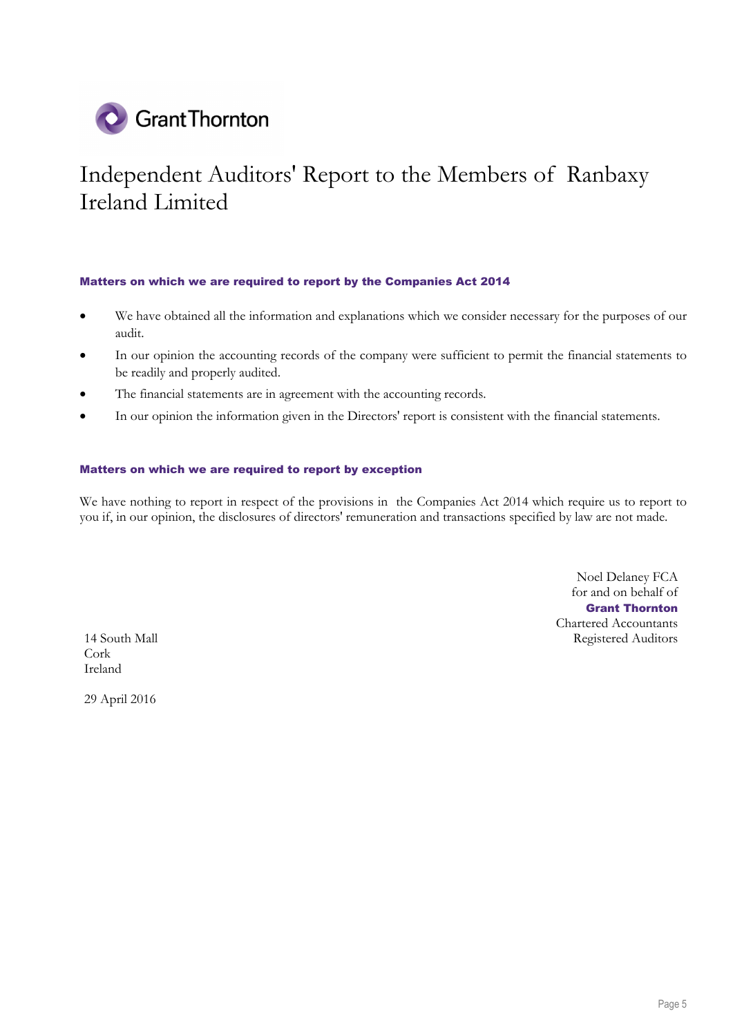Grant Thornton

# Independent Auditors' Report to the Members of Ranbaxy Ireland Limited

### Matters on which we are required to report by the Companies Act 2014

- We have obtained all the information and explanations which we consider necessary for the purposes of our audit.
- In our opinion the accounting records of the company were sufficient to permit the financial statements to be readily and properly audited.
- The financial statements are in agreement with the accounting records.
- In our opinion the information given in the Directors' report is consistent with the financial statements.

### Matters on which we are required to report by exception

We have nothing to report in respect of the provisions in the Companies Act 2014 which require us to report to you if, in our opinion, the disclosures of directors' remuneration and transactions specified by law are not made.

Noel Delaney FCA
for and on behalf of
**Grant Thornton**
Chartered Accountants
Registered Auditors

14 South Mall
Cork
Ireland

29 April 2016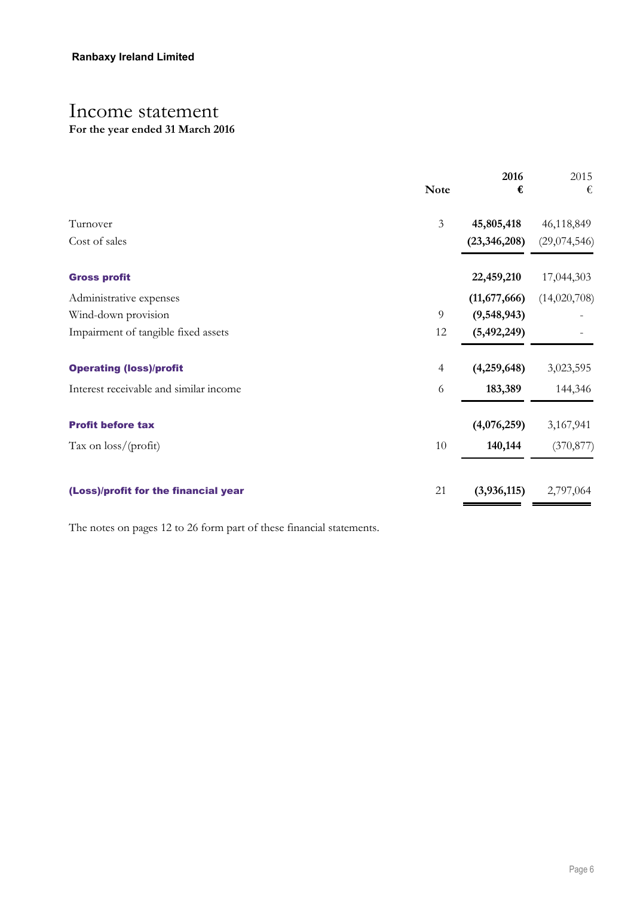**Ranbaxy Ireland Limited**

# Income statement

**For the year ended 31 March 2016**

| | Note | **2016 €** | 2015 € |
|---|---|---|---|
| Turnover | 3 | **45,805,418** | 46,118,849 |
| Cost of sales | | **(23,346,208)** | (29,074,546) |
| **Gross profit** | | **22,459,210** | 17,044,303 |
| Administrative expenses | | **(11,677,666)** | (14,020,708) |
| Wind-down provision | 9 | **(9,548,943)** | - |
| Impairment of tangible fixed assets | 12 | **(5,492,249)** | - |
| **Operating (loss)/profit** | 4 | **(4,259,648)** | 3,023,595 |
| Interest receivable and similar income | 6 | **183,389** | 144,346 |
| **Profit before tax** | | **(4,076,259)** | 3,167,941 |
| Tax on loss/(profit) | 10 | **140,144** | (370,877) |
| **(Loss)/profit for the financial year** | 21 | **(3,936,115)** | 2,797,064 |

The notes on pages 12 to 26 form part of these financial statements.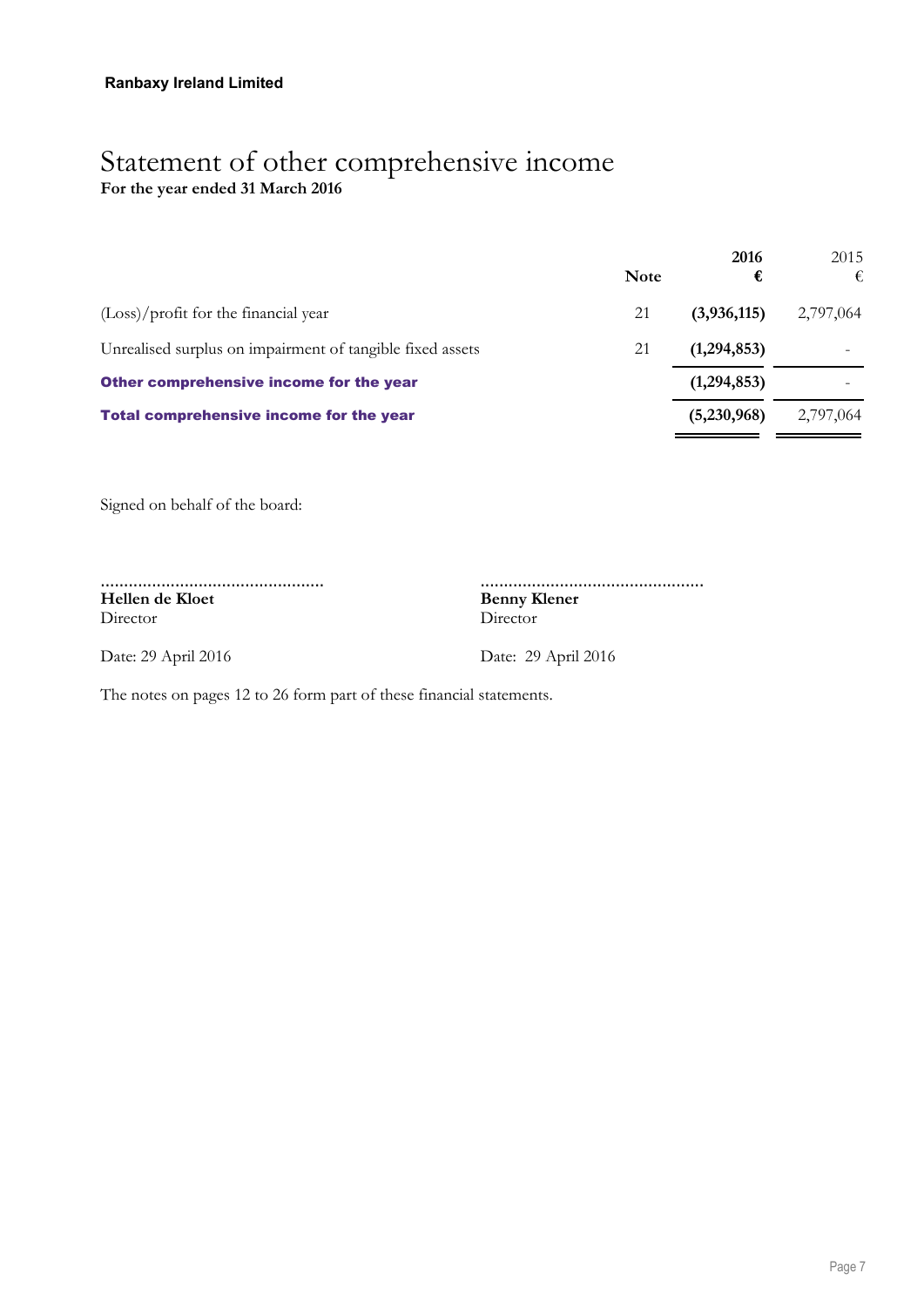**Ranbaxy Ireland Limited**

# Statement of other comprehensive income

**For the year ended 31 March 2016**

| | Note | **2016** **€** | 2015 € |
|---|---|---|---|
| (Loss)/profit for the financial year | 21 | **(3,936,115)** | 2,797,064 |
| Unrealised surplus on impairment of tangible fixed assets | 21 | **(1,294,853)** | - |
| **Other comprehensive income for the year** | | **(1,294,853)** | - |
| **Total comprehensive income for the year** | | **(5,230,968)** | 2,797,064 |

Signed on behalf of the board:

................................................ ................................................
**Hellen de Kloet** **Benny Klener**
Director Director

Date: 29 April 2016 Date: 29 April 2016

The notes on pages 12 to 26 form part of these financial statements.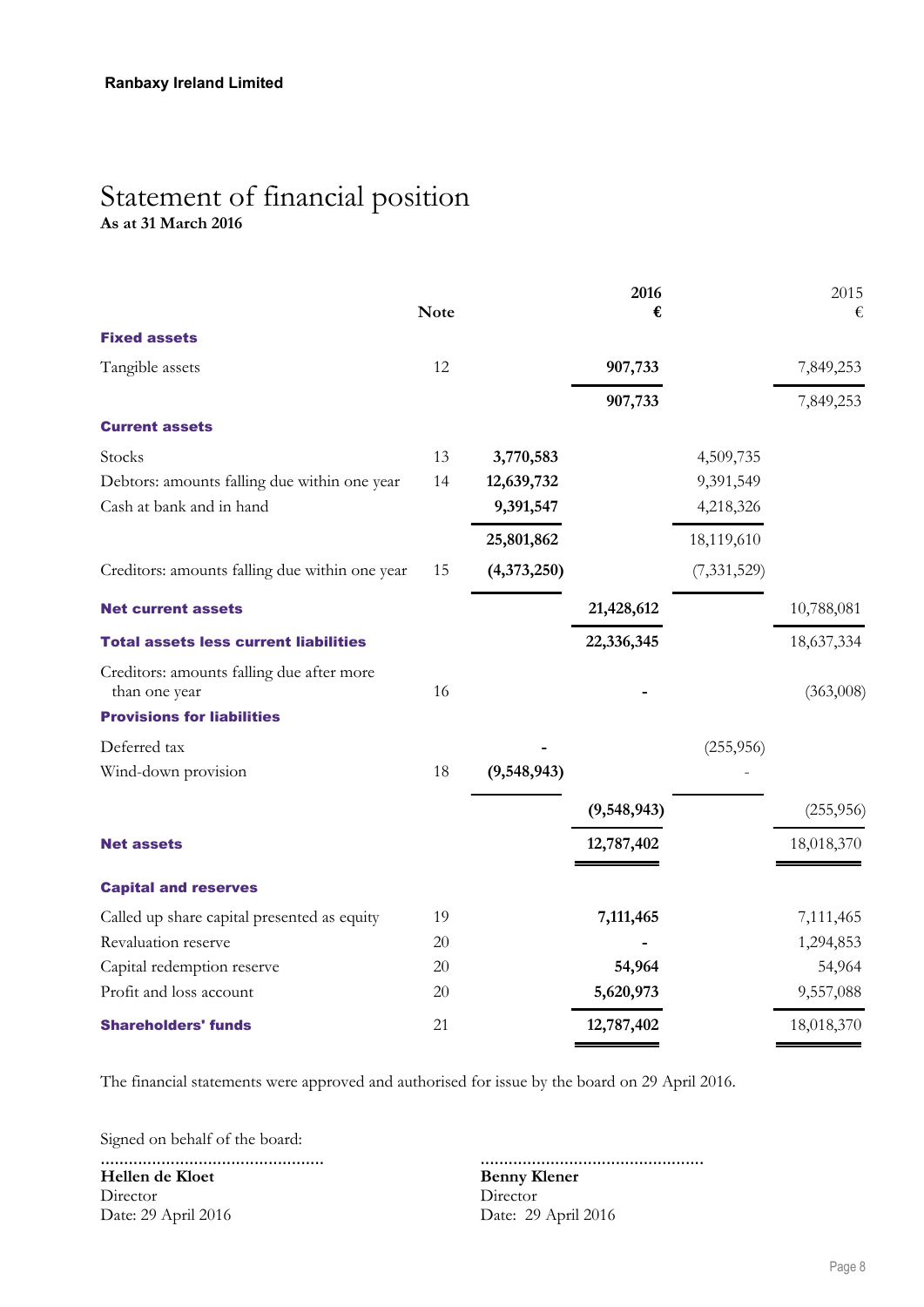**Ranbaxy Ireland Limited**

# Statement of financial position

**As at 31 March 2016**

| | Note | | 2016 € | | 2015 € |
|---|---|---|---|---|---|
| **Fixed assets** | | | | | |
| Tangible assets | 12 | | **907,733** | | 7,849,253 |
| | | | **907,733** | | 7,849,253 |
| **Current assets** | | | | | |
| Stocks | 13 | **3,770,583** | | 4,509,735 | |
| Debtors: amounts falling due within one year | 14 | **12,639,732** | | 9,391,549 | |
| Cash at bank and in hand | | **9,391,547** | | 4,218,326 | |
| | | **25,801,862** | | 18,119,610 | |
| Creditors: amounts falling due within one year | 15 | **(4,373,250)** | | (7,331,529) | |
| **Net current assets** | | | **21,428,612** | | 10,788,081 |
| **Total assets less current liabilities** | | | **22,336,345** | | 18,637,334 |
| Creditors: amounts falling due after more than one year | 16 | | **-** | | (363,008) |
| **Provisions for liabilities** | | | | | |
| Deferred tax | | **-** | | (255,956) | |
| Wind-down provision | 18 | **(9,548,943)** | | - | |
| | | | **(9,548,943)** | | (255,956) |
| **Net assets** | | | **12,787,402** | | 18,018,370 |
| **Capital and reserves** | | | | | |
| Called up share capital presented as equity | 19 | | **7,111,465** | | 7,111,465 |
| Revaluation reserve | 20 | | **-** | | 1,294,853 |
| Capital redemption reserve | 20 | | **54,964** | | 54,964 |
| Profit and loss account | 20 | | **5,620,973** | | 9,557,088 |
| **Shareholders' funds** | 21 | | **12,787,402** | | 18,018,370 |

The financial statements were approved and authorised for issue by the board on 29 April 2016.

Signed on behalf of the board:

...............................................
**Hellen de Kloet**
Director
Date: 29 April 2016

...............................................
**Benny Klener**
Director
Date: 29 April 2016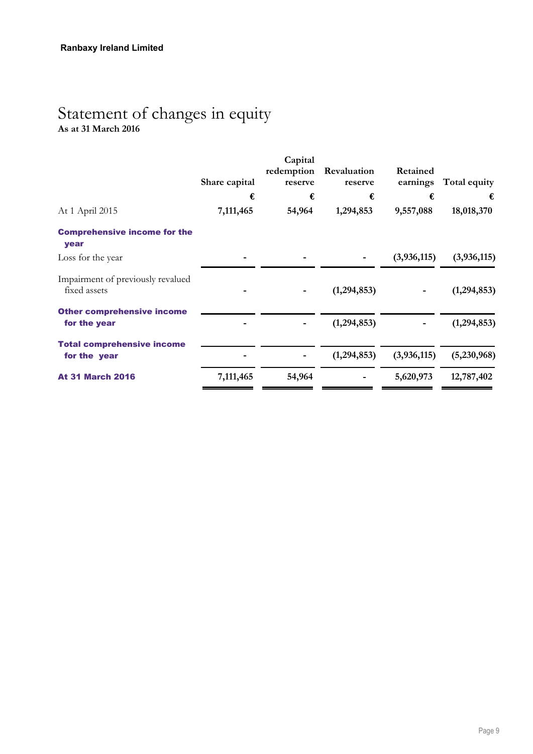**Ranbaxy Ireland Limited**

# Statement of changes in equity

**As at 31 March 2016**

| | Share capital | Capital redemption reserve | Revaluation reserve | Retained earnings | Total equity |
|---|---|---|---|---|---|
| | € | € | € | € | € |
| At 1 April 2015 | 7,111,465 | 54,964 | 1,294,853 | 9,557,088 | 18,018,370 |
| **Comprehensive income for the year** | | | | | |
| Loss for the year | - | - | - | (3,936,115) | (3,936,115) |
| Impairment of previously revalued fixed assets | - | - | (1,294,853) | - | (1,294,853) |
| **Other comprehensive income for the year** | - | - | (1,294,853) | - | (1,294,853) |
| **Total comprehensive income for the year** | - | - | (1,294,853) | (3,936,115) | (5,230,968) |
| **At 31 March 2016** | 7,111,465 | 54,964 | - | 5,620,973 | 12,787,402 |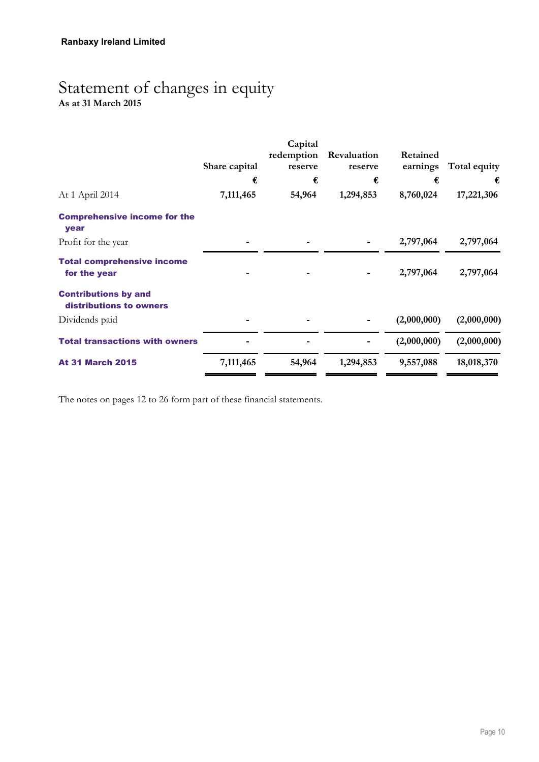**Ranbaxy Ireland Limited**

# Statement of changes in equity

**As at 31 March 2015**

| | Share capital | Capital redemption reserve | Revaluation reserve | Retained earnings | Total equity |
|---|---|---|---|---|---|
| | € | € | € | € | € |
| At 1 April 2014 | **7,111,465** | **54,964** | **1,294,853** | **8,760,024** | **17,221,306** |
| **Comprehensive income for the year** | | | | | |
| Profit for the year | - | - | - | 2,797,064 | 2,797,064 |
| **Total comprehensive income for the year** | - | - | - | 2,797,064 | 2,797,064 |
| **Contributions by and distributions to owners** | | | | | |
| Dividends paid | - | - | - | (2,000,000) | (2,000,000) |
| **Total transactions with owners** | - | - | - | (2,000,000) | (2,000,000) |
| **At 31 March 2015** | **7,111,465** | **54,964** | **1,294,853** | **9,557,088** | **18,018,370** |

The notes on pages 12 to 26 form part of these financial statements.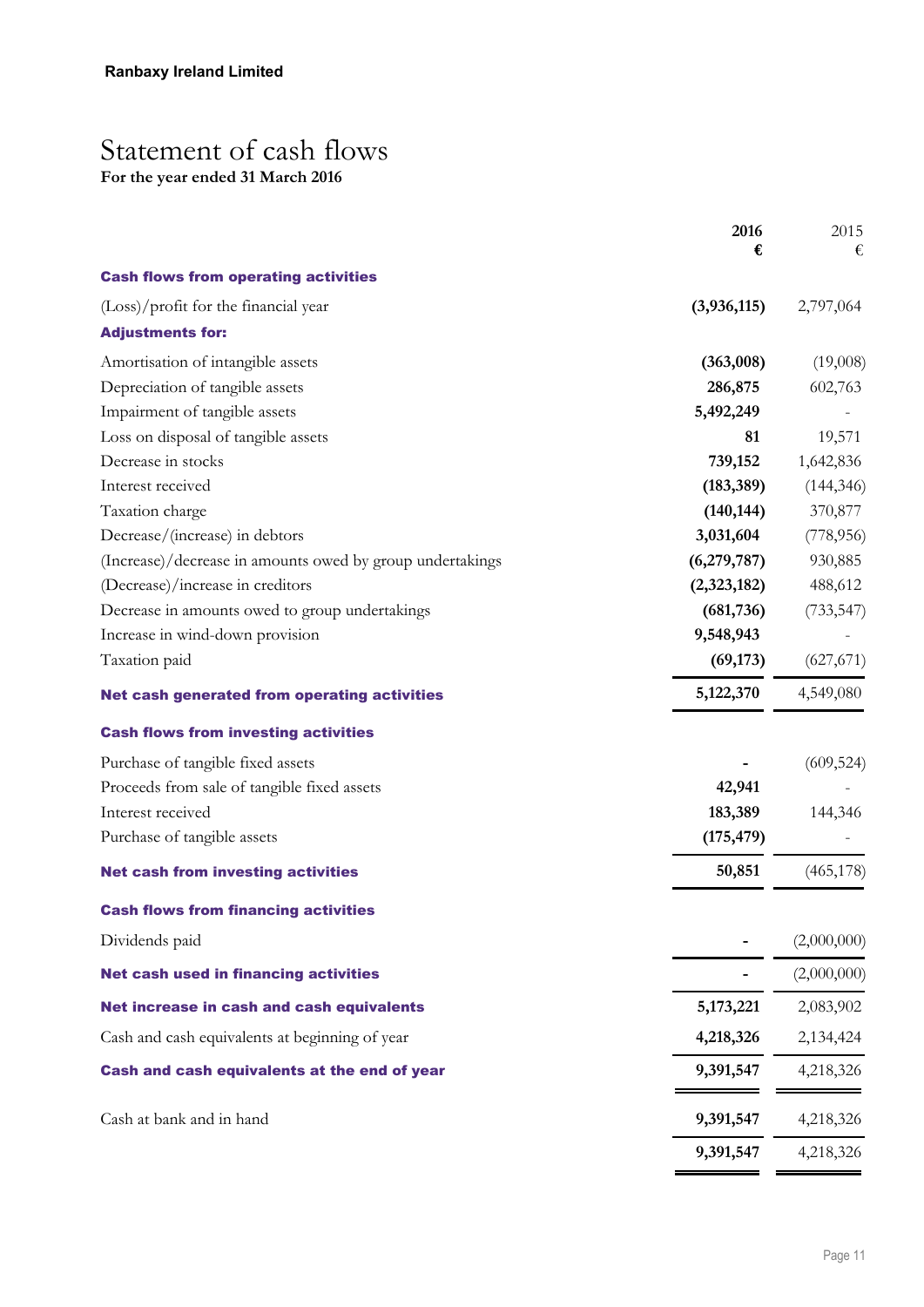**Ranbaxy Ireland Limited**

# Statement of cash flows

**For the year ended 31 March 2016**

| | **2016** **€** | 2015 € |
|---|---|---|
| **Cash flows from operating activities** | | |
| (Loss)/profit for the financial year | **(3,936,115)** | 2,797,064 |
| **Adjustments for:** | | |
| Amortisation of intangible assets | **(363,008)** | (19,008) |
| Depreciation of tangible assets | **286,875** | 602,763 |
| Impairment of tangible assets | **5,492,249** | - |
| Loss on disposal of tangible assets | **81** | 19,571 |
| Decrease in stocks | **739,152** | 1,642,836 |
| Interest received | **(183,389)** | (144,346) |
| Taxation charge | **(140,144)** | 370,877 |
| Decrease/(increase) in debtors | **3,031,604** | (778,956) |
| (Increase)/decrease in amounts owed by group undertakings | **(6,279,787)** | 930,885 |
| (Decrease)/increase in creditors | **(2,323,182)** | 488,612 |
| Decrease in amounts owed to group undertakings | **(681,736)** | (733,547) |
| Increase in wind-down provision | **9,548,943** | - |
| Taxation paid | **(69,173)** | (627,671) |
| **Net cash generated from operating activities** | **5,122,370** | 4,549,080 |
| **Cash flows from investing activities** | | |
| Purchase of tangible fixed assets | **-** | (609,524) |
| Proceeds from sale of tangible fixed assets | **42,941** | - |
| Interest received | **183,389** | 144,346 |
| Purchase of tangible assets | **(175,479)** | - |
| **Net cash from investing activities** | **50,851** | (465,178) |
| **Cash flows from financing activities** | | |
| Dividends paid | **-** | (2,000,000) |
| **Net cash used in financing activities** | **-** | (2,000,000) |
| **Net increase in cash and cash equivalents** | **5,173,221** | 2,083,902 |
| Cash and cash equivalents at beginning of year | **4,218,326** | 2,134,424 |
| **Cash and cash equivalents at the end of year** | **9,391,547** | 4,218,326 |
| Cash at bank and in hand | **9,391,547** | 4,218,326 |
| | **9,391,547** | 4,218,326 |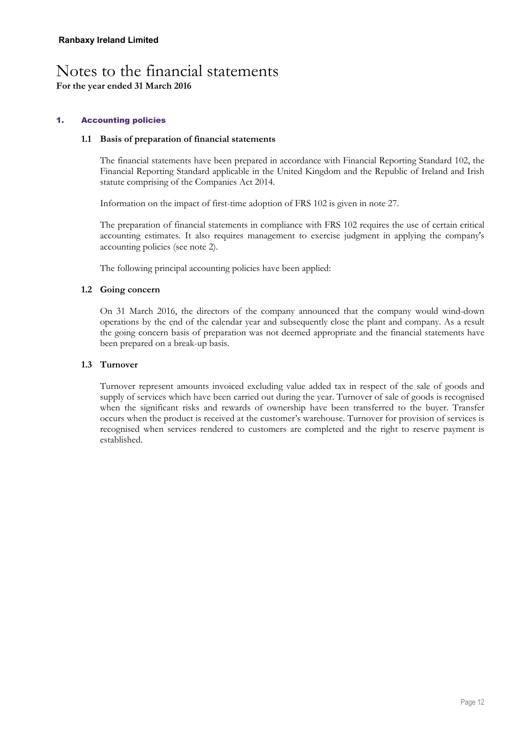**Ranbaxy Ireland Limited**

# Notes to the financial statements

**For the year ended 31 March 2016**

## 1. Accounting policies

### 1.1 Basis of preparation of financial statements

The financial statements have been prepared in accordance with Financial Reporting Standard 102, the Financial Reporting Standard applicable in the United Kingdom and the Republic of Ireland and Irish statute comprising of the Companies Act 2014.

Information on the impact of first-time adoption of FRS 102 is given in note 27.

The preparation of financial statements in compliance with FRS 102 requires the use of certain critical accounting estimates. It also requires management to exercise judgment in applying the company's accounting policies (see note 2).

The following principal accounting policies have been applied:

### 1.2 Going concern

On 31 March 2016, the directors of the company announced that the company would wind-down operations by the end of the calendar year and subsequently close the plant and company. As a result the going concern basis of preparation was not deemed appropriate and the financial statements have been prepared on a break-up basis.

### 1.3 Turnover

Turnover represent amounts invoiced excluding value added tax in respect of the sale of goods and supply of services which have been carried out during the year. Turnover of sale of goods is recognised when the significant risks and rewards of ownership have been transferred to the buyer. Transfer occurs when the product is received at the customer's warehouse. Turnover for provision of services is recognised when services rendered to customers are completed and the right to reserve payment is established.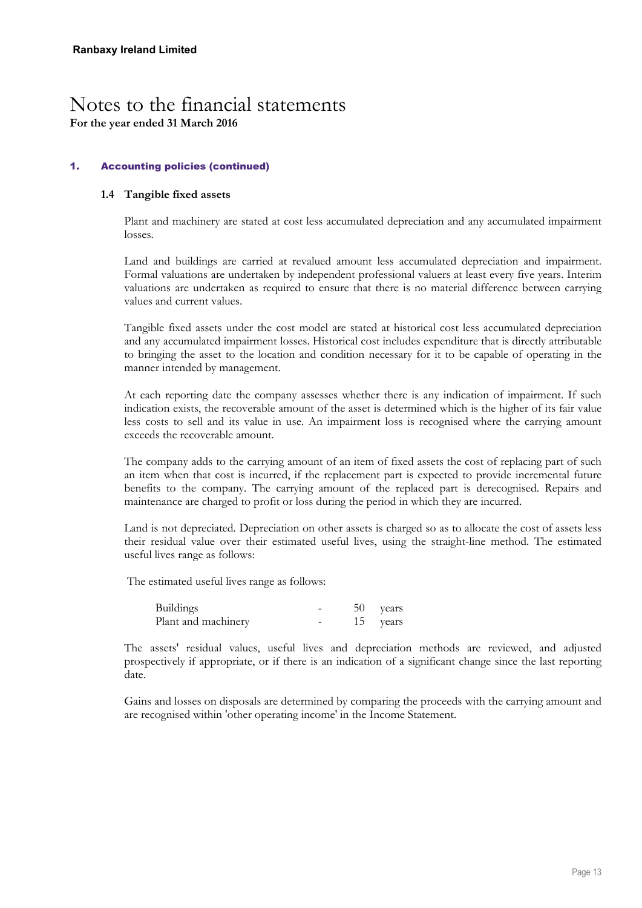**Ranbaxy Ireland Limited**

# Notes to the financial statements

**For the year ended 31 March 2016**

## 1. Accounting policies (continued)

### 1.4 Tangible fixed assets

Plant and machinery are stated at cost less accumulated depreciation and any accumulated impairment losses.

Land and buildings are carried at revalued amount less accumulated depreciation and impairment. Formal valuations are undertaken by independent professional valuers at least every five years. Interim valuations are undertaken as required to ensure that there is no material difference between carrying values and current values.

Tangible fixed assets under the cost model are stated at historical cost less accumulated depreciation and any accumulated impairment losses. Historical cost includes expenditure that is directly attributable to bringing the asset to the location and condition necessary for it to be capable of operating in the manner intended by management.

At each reporting date the company assesses whether there is any indication of impairment. If such indication exists, the recoverable amount of the asset is determined which is the higher of its fair value less costs to sell and its value in use. An impairment loss is recognised where the carrying amount exceeds the recoverable amount.

The company adds to the carrying amount of an item of fixed assets the cost of replacing part of such an item when that cost is incurred, if the replacement part is expected to provide incremental future benefits to the company. The carrying amount of the replaced part is derecognised. Repairs and maintenance are charged to profit or loss during the period in which they are incurred.

Land is not depreciated. Depreciation on other assets is charged so as to allocate the cost of assets less their residual value over their estimated useful lives, using the straight-line method. The estimated useful lives range as follows:

The estimated useful lives range as follows:

| | | | |
|---|---|---|---|
| Buildings | - | 50 | years |
| Plant and machinery | - | 15 | years |

The assets' residual values, useful lives and depreciation methods are reviewed, and adjusted prospectively if appropriate, or if there is an indication of a significant change since the last reporting date.

Gains and losses on disposals are determined by comparing the proceeds with the carrying amount and are recognised within 'other operating income' in the Income Statement.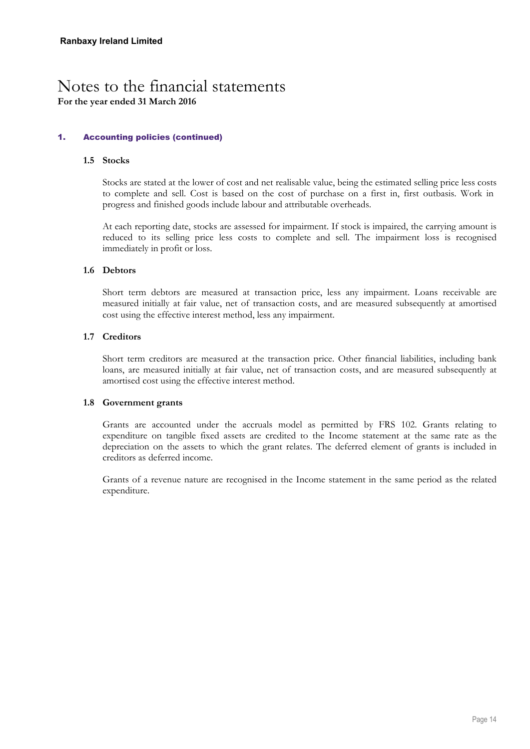**Ranbaxy Ireland Limited**

# Notes to the financial statements

**For the year ended 31 March 2016**

## 1. Accounting policies (continued)

### 1.5 Stocks

Stocks are stated at the lower of cost and net realisable value, being the estimated selling price less costs to complete and sell. Cost is based on the cost of purchase on a first in, first outbasis. Work in progress and finished goods include labour and attributable overheads.

At each reporting date, stocks are assessed for impairment. If stock is impaired, the carrying amount is reduced to its selling price less costs to complete and sell. The impairment loss is recognised immediately in profit or loss.

### 1.6 Debtors

Short term debtors are measured at transaction price, less any impairment. Loans receivable are measured initially at fair value, net of transaction costs, and are measured subsequently at amortised cost using the effective interest method, less any impairment.

### 1.7 Creditors

Short term creditors are measured at the transaction price. Other financial liabilities, including bank loans, are measured initially at fair value, net of transaction costs, and are measured subsequently at amortised cost using the effective interest method.

### 1.8 Government grants

Grants are accounted under the accruals model as permitted by FRS 102. Grants relating to expenditure on tangible fixed assets are credited to the Income statement at the same rate as the depreciation on the assets to which the grant relates. The deferred element of grants is included in creditors as deferred income.

Grants of a revenue nature are recognised in the Income statement in the same period as the related expenditure.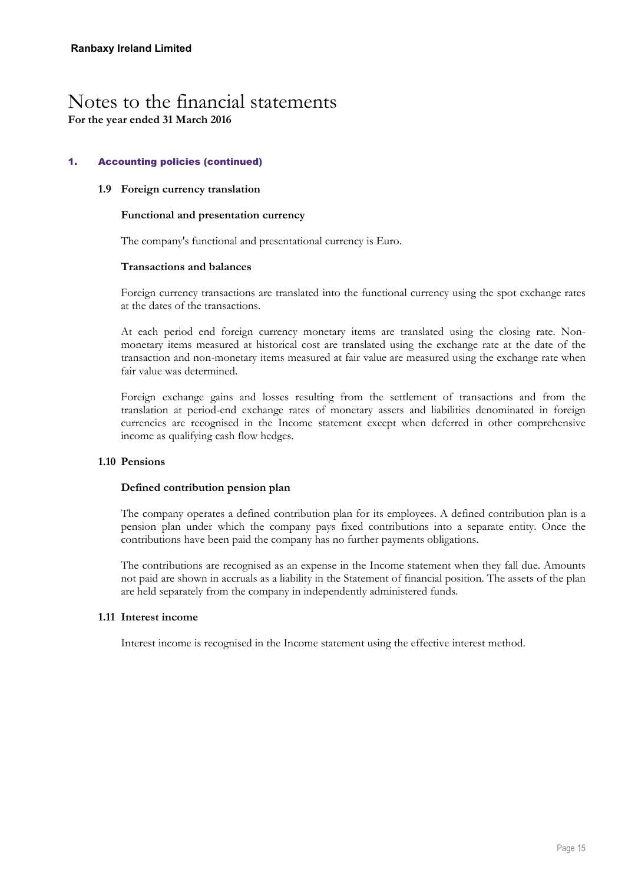# Notes to the financial statements

**For the year ended 31 March 2016**

## 1. Accounting policies (continued)

### 1.9 Foreign currency translation

**Functional and presentation currency**

The company's functional and presentational currency is Euro.

**Transactions and balances**

Foreign currency transactions are translated into the functional currency using the spot exchange rates at the dates of the transactions.

At each period end foreign currency monetary items are translated using the closing rate. Non-monetary items measured at historical cost are translated using the exchange rate at the date of the transaction and non-monetary items measured at fair value are measured using the exchange rate when fair value was determined.

Foreign exchange gains and losses resulting from the settlement of transactions and from the translation at period-end exchange rates of monetary assets and liabilities denominated in foreign currencies are recognised in the Income statement except when deferred in other comprehensive income as qualifying cash flow hedges.

### 1.10 Pensions

**Defined contribution pension plan**

The company operates a defined contribution plan for its employees. A defined contribution plan is a pension plan under which the company pays fixed contributions into a separate entity. Once the contributions have been paid the company has no further payments obligations.

The contributions are recognised as an expense in the Income statement when they fall due. Amounts not paid are shown in accruals as a liability in the Statement of financial position. The assets of the plan are held separately from the company in independently administered funds.

### 1.11 Interest income

Interest income is recognised in the Income statement using the effective interest method.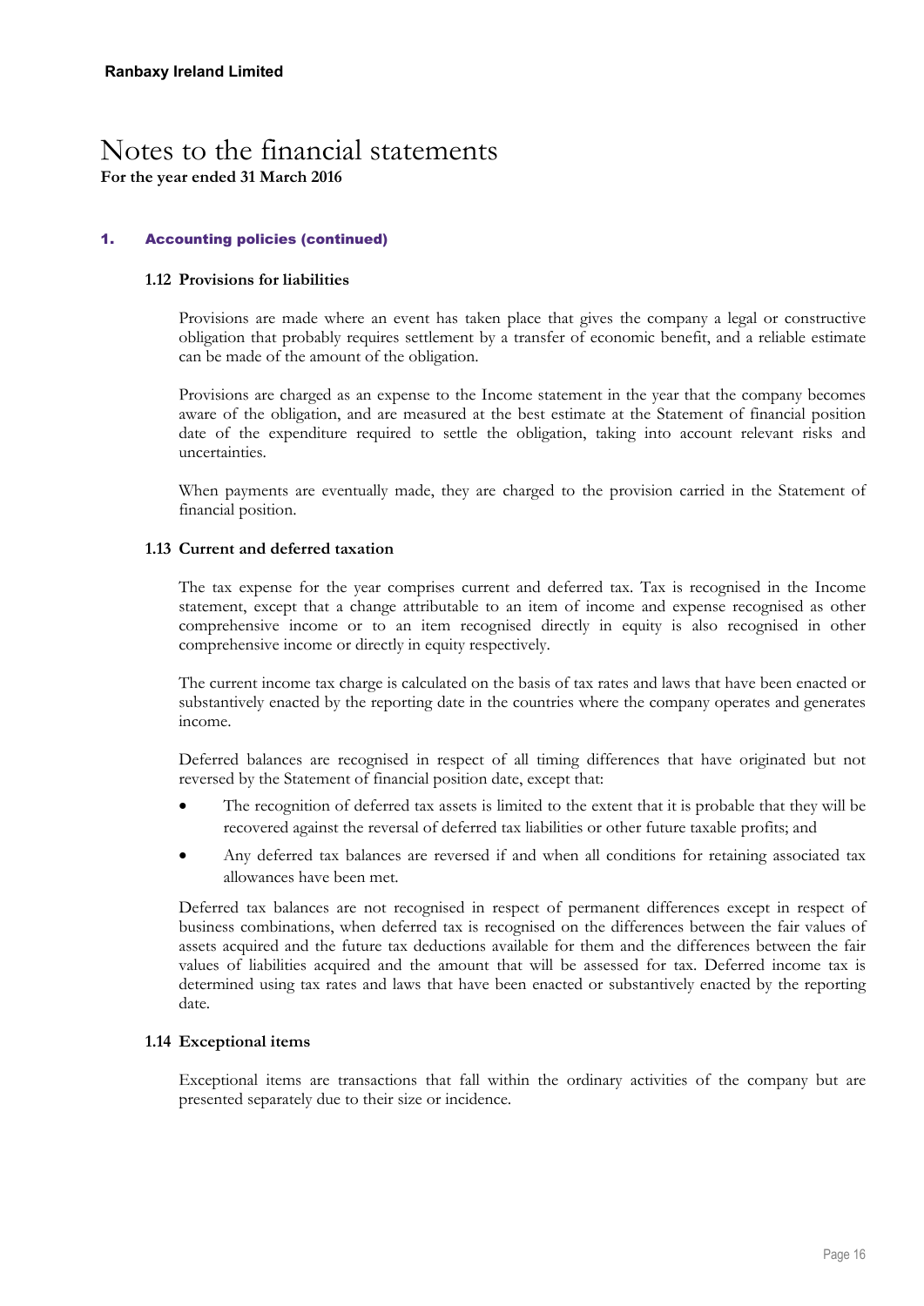**Ranbaxy Ireland Limited**

# Notes to the financial statements

**For the year ended 31 March 2016**

## 1. Accounting policies (continued)

### 1.12 Provisions for liabilities

Provisions are made where an event has taken place that gives the company a legal or constructive obligation that probably requires settlement by a transfer of economic benefit, and a reliable estimate can be made of the amount of the obligation.

Provisions are charged as an expense to the Income statement in the year that the company becomes aware of the obligation, and are measured at the best estimate at the Statement of financial position date of the expenditure required to settle the obligation, taking into account relevant risks and uncertainties.

When payments are eventually made, they are charged to the provision carried in the Statement of financial position.

### 1.13 Current and deferred taxation

The tax expense for the year comprises current and deferred tax. Tax is recognised in the Income statement, except that a change attributable to an item of income and expense recognised as other comprehensive income or to an item recognised directly in equity is also recognised in other comprehensive income or directly in equity respectively.

The current income tax charge is calculated on the basis of tax rates and laws that have been enacted or substantively enacted by the reporting date in the countries where the company operates and generates income.

Deferred balances are recognised in respect of all timing differences that have originated but not reversed by the Statement of financial position date, except that:

- The recognition of deferred tax assets is limited to the extent that it is probable that they will be recovered against the reversal of deferred tax liabilities or other future taxable profits; and
- Any deferred tax balances are reversed if and when all conditions for retaining associated tax allowances have been met.

Deferred tax balances are not recognised in respect of permanent differences except in respect of business combinations, when deferred tax is recognised on the differences between the fair values of assets acquired and the future tax deductions available for them and the differences between the fair values of liabilities acquired and the amount that will be assessed for tax. Deferred income tax is determined using tax rates and laws that have been enacted or substantively enacted by the reporting date.

### 1.14 Exceptional items

Exceptional items are transactions that fall within the ordinary activities of the company but are presented separately due to their size or incidence.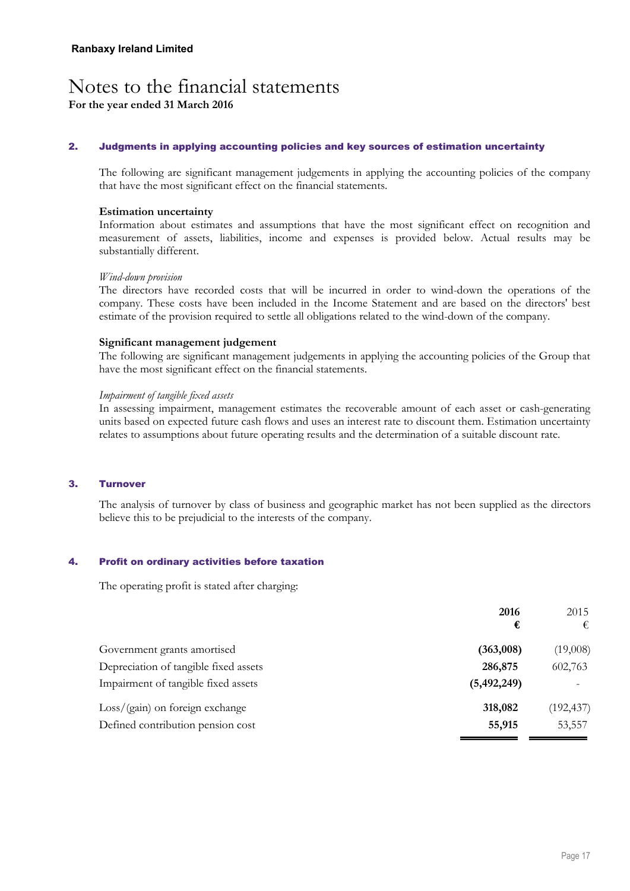Ranbaxy Ireland Limited

# Notes to the financial statements

**For the year ended 31 March 2016**

## 2. Judgments in applying accounting policies and key sources of estimation uncertainty

The following are significant management judgements in applying the accounting policies of the company that have the most significant effect on the financial statements.

**Estimation uncertainty**

Information about estimates and assumptions that have the most significant effect on recognition and measurement of assets, liabilities, income and expenses is provided below. Actual results may be substantially different.

*Wind-down provision*

The directors have recorded costs that will be incurred in order to wind-down the operations of the company. These costs have been included in the Income Statement and are based on the directors' best estimate of the provision required to settle all obligations related to the wind-down of the company.

**Significant management judgement**

The following are significant management judgements in applying the accounting policies of the Group that have the most significant effect on the financial statements.

*Impairment of tangible fixed assets*

In assessing impairment, management estimates the recoverable amount of each asset or cash-generating units based on expected future cash flows and uses an interest rate to discount them. Estimation uncertainty relates to assumptions about future operating results and the determination of a suitable discount rate.

## 3. Turnover

The analysis of turnover by class of business and geographic market has not been supplied as the directors believe this to be prejudicial to the interests of the company.

## 4. Profit on ordinary activities before taxation

The operating profit is stated after charging:

| | **2016** | 2015 |
|---|---|---|
| | **€** | € |
| Government grants amortised | **(363,008)** | (19,008) |
| Depreciation of tangible fixed assets | **286,875** | 602,763 |
| Impairment of tangible fixed assets | **(5,492,249)** | - |
| Loss/(gain) on foreign exchange | **318,082** | (192,437) |
| Defined contribution pension cost | **55,915** | 53,557 |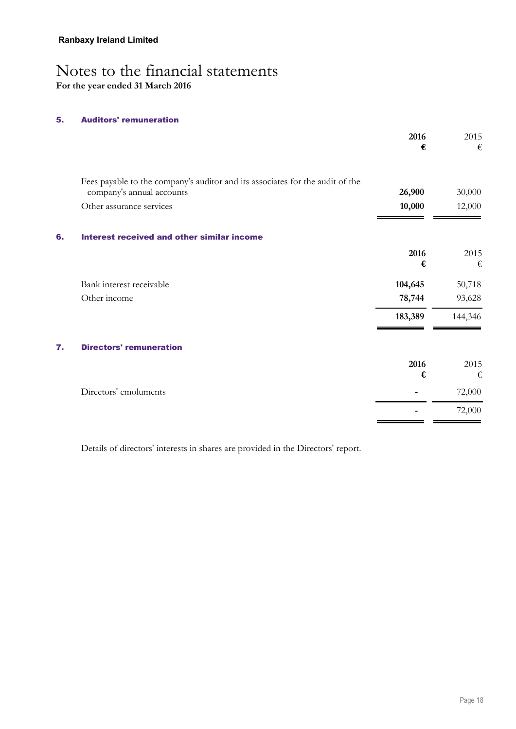**Ranbaxy Ireland Limited**

# Notes to the financial statements

**For the year ended 31 March 2016**

## 5. Auditors' remuneration

| | **2016** **€** | 2015 € |
|---|---|---|
| Fees payable to the company's auditor and its associates for the audit of the company's annual accounts | **26,900** | 30,000 |
| Other assurance services | **10,000** | 12,000 |

## 6. Interest received and other similar income

| | **2016** **€** | 2015 € |
|---|---|---|
| Bank interest receivable | **104,645** | 50,718 |
| Other income | **78,744** | 93,628 |
| | **183,389** | 144,346 |

## 7. Directors' remuneration

| | **2016** **€** | 2015 € |
|---|---|---|
| Directors' emoluments | **-** | 72,000 |
| | **-** | 72,000 |

Details of directors' interests in shares are provided in the Directors' report.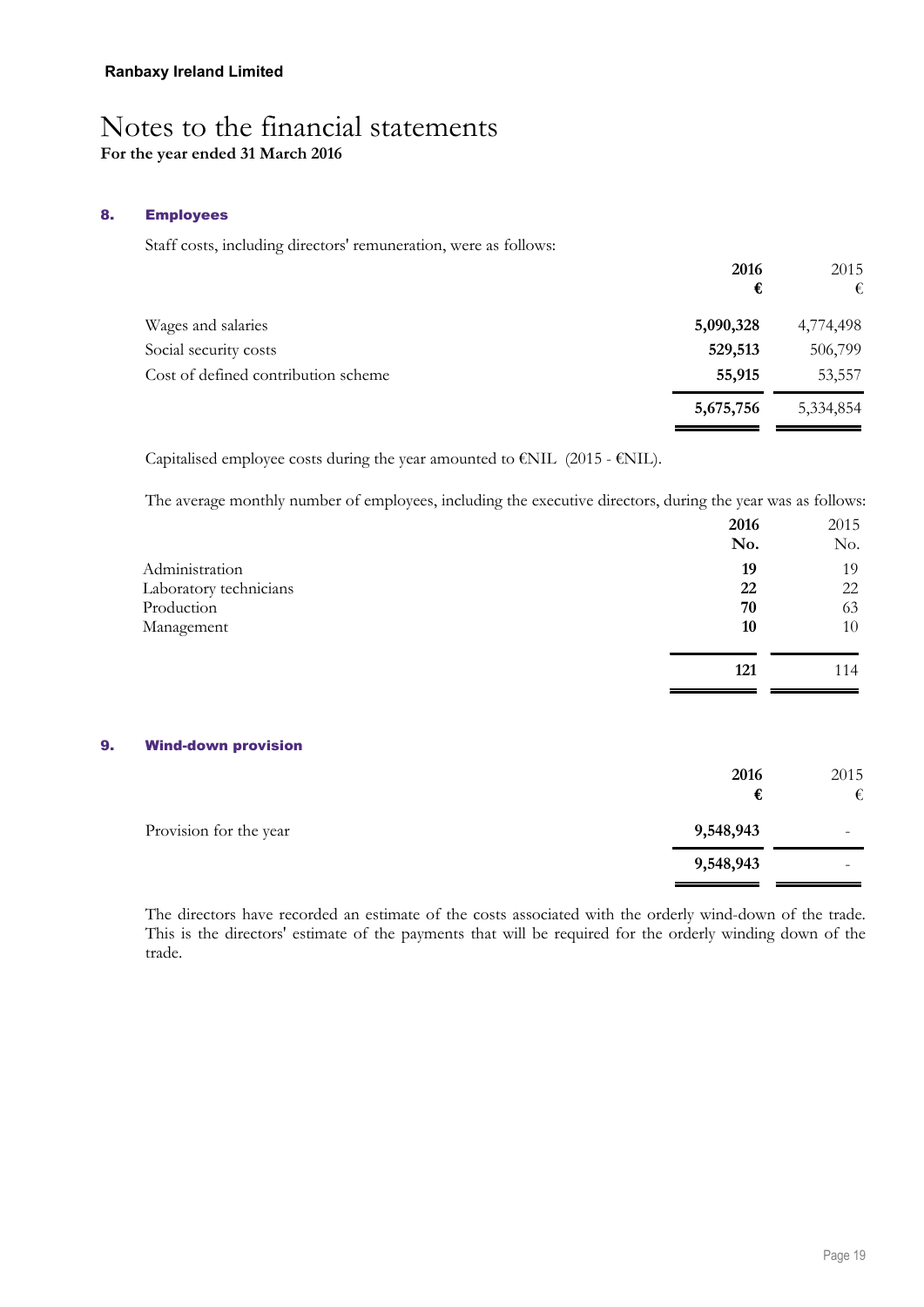**Ranbaxy Ireland Limited**

# Notes to the financial statements

**For the year ended 31 March 2016**

## 8. Employees

Staff costs, including directors' remuneration, were as follows:

| | 2016 € | 2015 € |
|---|---|---|
| Wages and salaries | **5,090,328** | 4,774,498 |
| Social security costs | **529,513** | 506,799 |
| Cost of defined contribution scheme | **55,915** | 53,557 |
| | **5,675,756** | 5,334,854 |

Capitalised employee costs during the year amounted to €NIL (2015 - €NIL).

The average monthly number of employees, including the executive directors, during the year was as follows:

| | 2016 No. | 2015 No. |
|---|---|---|
| Administration | **19** | 19 |
| Laboratory technicians | **22** | 22 |
| Production | **70** | 63 |
| Management | **10** | 10 |
| | **121** | 114 |

## 9. Wind-down provision

| | 2016 € | 2015 € |
|---|---|---|
| Provision for the year | **9,548,943** | - |
| | **9,548,943** | - |

The directors have recorded an estimate of the costs associated with the orderly wind-down of the trade. This is the directors' estimate of the payments that will be required for the orderly winding down of the trade.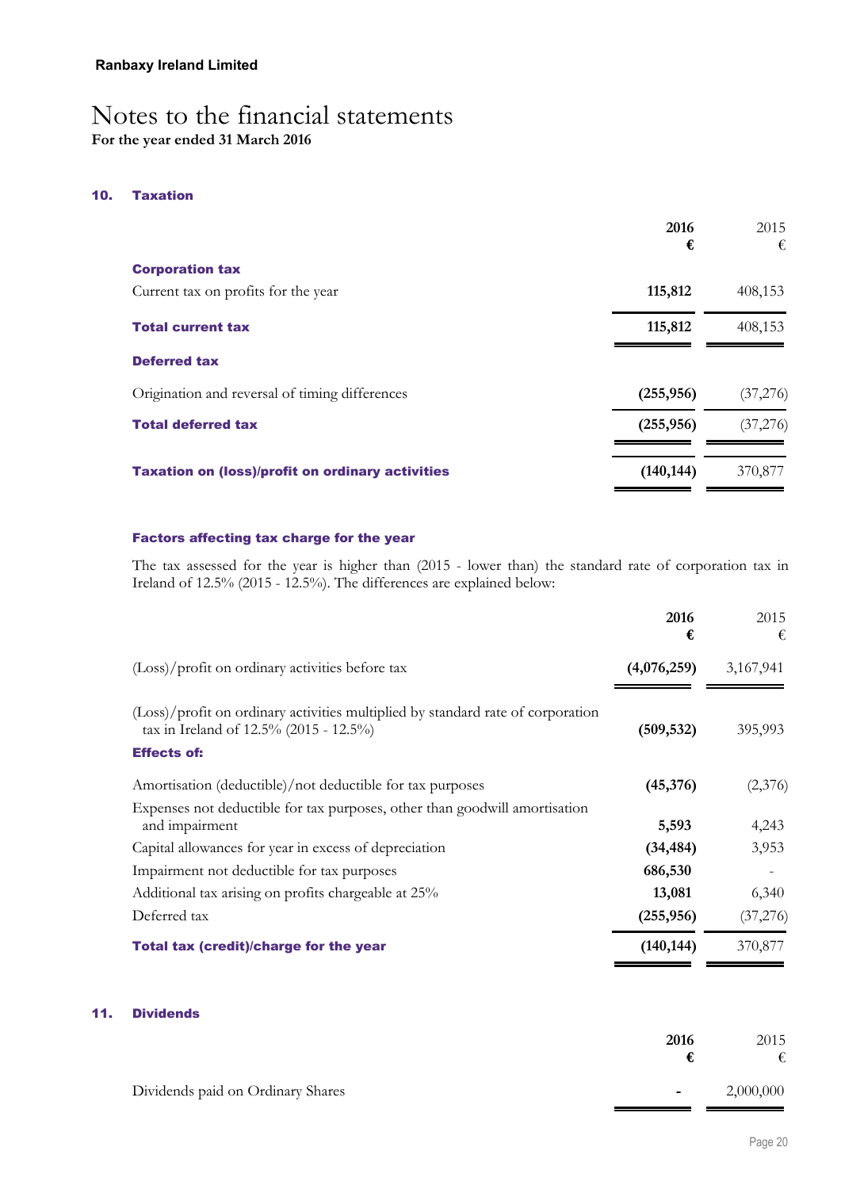Ranbaxy Ireland Limited

# Notes to the financial statements

**For the year ended 31 March 2016**

## 10. Taxation

| | **2016** **€** | 2015 € |
|---|---|---|
| **Corporation tax** | | |
| Current tax on profits for the year | **115,812** | 408,153 |
| **Total current tax** | **115,812** | 408,153 |
| **Deferred tax** | | |
| Origination and reversal of timing differences | **(255,956)** | (37,276) |
| **Total deferred tax** | **(255,956)** | (37,276) |
| **Taxation on (loss)/profit on ordinary activities** | **(140,144)** | 370,877 |

### Factors affecting tax charge for the year

The tax assessed for the year is higher than (2015 - lower than) the standard rate of corporation tax in Ireland of 12.5% (2015 - 12.5%). The differences are explained below:

| | **2016** **€** | 2015 € |
|---|---|---|
| (Loss)/profit on ordinary activities before tax | **(4,076,259)** | 3,167,941 |
| (Loss)/profit on ordinary activities multiplied by standard rate of corporation tax in Ireland of 12.5% (2015 - 12.5%) | **(509,532)** | 395,993 |
| **Effects of:** | | |
| Amortisation (deductible)/not deductible for tax purposes | **(45,376)** | (2,376) |
| Expenses not deductible for tax purposes, other than goodwill amortisation and impairment | **5,593** | 4,243 |
| Capital allowances for year in excess of depreciation | **(34,484)** | 3,953 |
| Impairment not deductible for tax purposes | **686,530** | - |
| Additional tax arising on profits chargeable at 25% | **13,081** | 6,340 |
| Deferred tax | **(255,956)** | (37,276) |
| **Total tax (credit)/charge for the year** | **(140,144)** | 370,877 |

## 11. Dividends

| | **2016** **€** | 2015 € |
|---|---|---|
| Dividends paid on Ordinary Shares | **-** | 2,000,000 |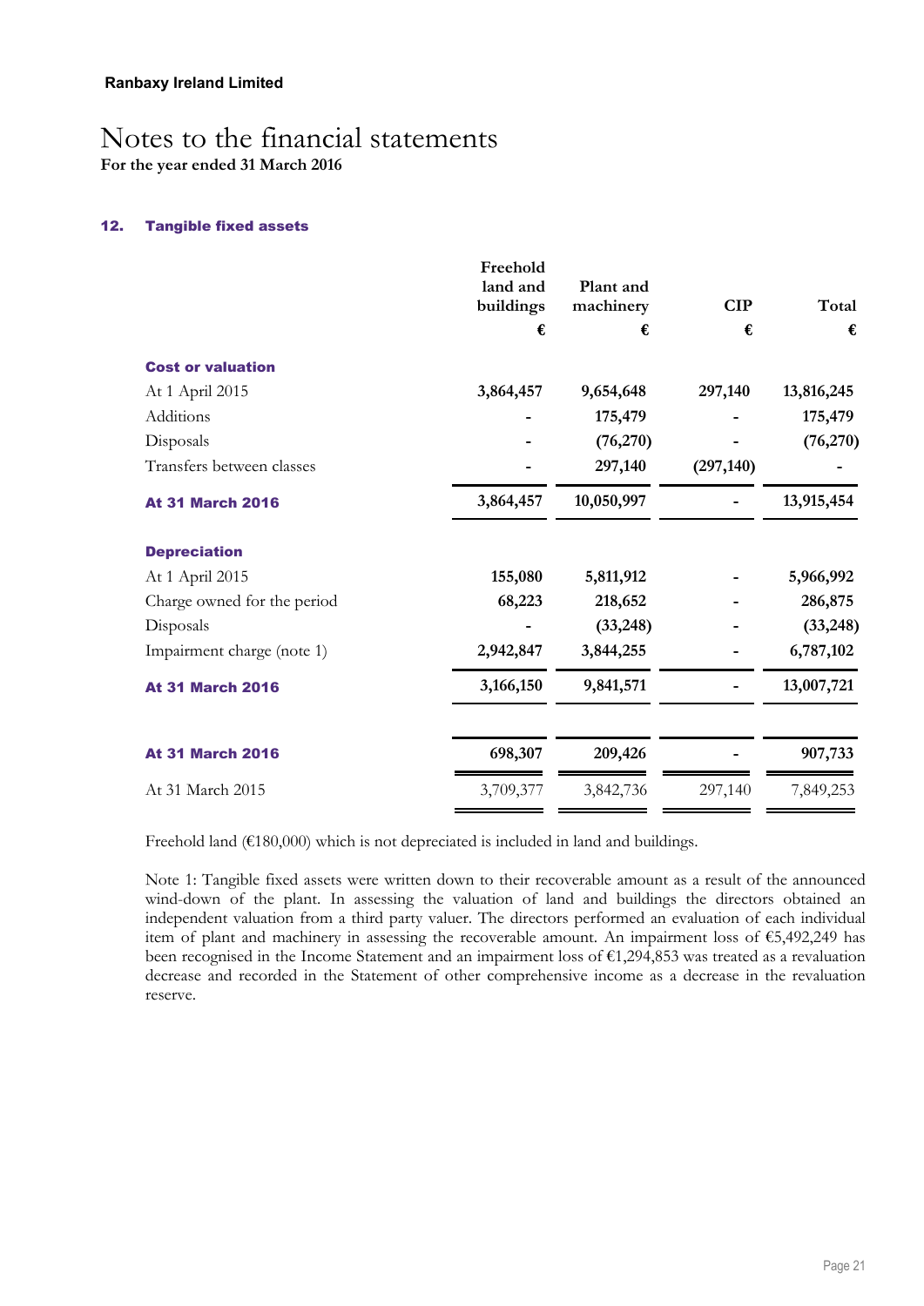**Ranbaxy Ireland Limited**

# Notes to the financial statements

**For the year ended 31 March 2016**

## 12. Tangible fixed assets

| | Freehold land and buildings | Plant and machinery | CIP | Total |
|---|---|---|---|---|
| | € | € | € | € |
| **Cost or valuation** | | | | |
| At 1 April 2015 | **3,864,457** | **9,654,648** | **297,140** | **13,816,245** |
| Additions | **-** | **175,479** | **-** | **175,479** |
| Disposals | **-** | **(76,270)** | **-** | **(76,270)** |
| Transfers between classes | **-** | **297,140** | **(297,140)** | **-** |
| **At 31 March 2016** | **3,864,457** | **10,050,997** | **-** | **13,915,454** |
| **Depreciation** | | | | |
| At 1 April 2015 | **155,080** | **5,811,912** | **-** | **5,966,992** |
| Charge owned for the period | **68,223** | **218,652** | **-** | **286,875** |
| Disposals | **-** | **(33,248)** | **-** | **(33,248)** |
| Impairment charge (note 1) | **2,942,847** | **3,844,255** | **-** | **6,787,102** |
| **At 31 March 2016** | **3,166,150** | **9,841,571** | **-** | **13,007,721** |
| | | | | |
| **At 31 March 2016** | **698,307** | **209,426** | **-** | **907,733** |
| At 31 March 2015 | 3,709,377 | 3,842,736 | 297,140 | 7,849,253 |

Freehold land (€180,000) which is not depreciated is included in land and buildings.

Note 1: Tangible fixed assets were written down to their recoverable amount as a result of the announced wind-down of the plant. In assessing the valuation of land and buildings the directors obtained an independent valuation from a third party valuer. The directors performed an evaluation of each individual item of plant and machinery in assessing the recoverable amount. An impairment loss of €5,492,249 has been recognised in the Income Statement and an impairment loss of €1,294,853 was treated as a revaluation decrease and recorded in the Statement of other comprehensive income as a decrease in the revaluation reserve.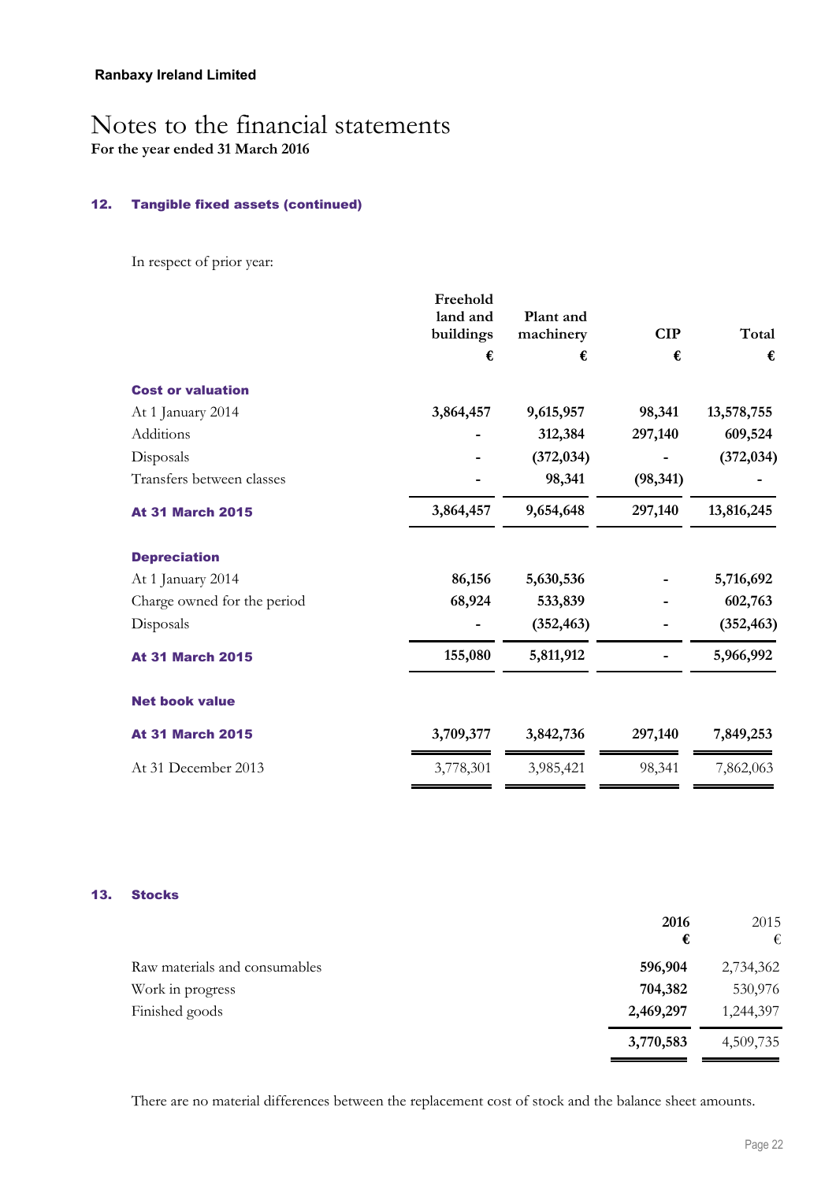# Notes to the financial statements

**For the year ended 31 March 2016**

## 12. Tangible fixed assets (continued)

In respect of prior year:

| | Freehold land and buildings | Plant and machinery | CIP | Total |
|---|---|---|---|---|
| | € | € | € | € |
| **Cost or valuation** | | | | |
| At 1 January 2014 | **3,864,457** | **9,615,957** | **98,341** | **13,578,755** |
| Additions | **-** | **312,384** | **297,140** | **609,524** |
| Disposals | **-** | **(372,034)** | **-** | **(372,034)** |
| Transfers between classes | **-** | **98,341** | **(98,341)** | **-** |
| **At 31 March 2015** | **3,864,457** | **9,654,648** | **297,140** | **13,816,245** |
| **Depreciation** | | | | |
| At 1 January 2014 | **86,156** | **5,630,536** | **-** | **5,716,692** |
| Charge owned for the period | **68,924** | **533,839** | **-** | **602,763** |
| Disposals | **-** | **(352,463)** | **-** | **(352,463)** |
| **At 31 March 2015** | **155,080** | **5,811,912** | **-** | **5,966,992** |
| **Net book value** | | | | |
| **At 31 March 2015** | **3,709,377** | **3,842,736** | **297,140** | **7,849,253** |
| At 31 December 2013 | 3,778,301 | 3,985,421 | 98,341 | 7,862,063 |

## 13. Stocks

| | 2016 | 2015 |
|---|---|---|
| | € | € |
| Raw materials and consumables | **596,904** | 2,734,362 |
| Work in progress | **704,382** | 530,976 |
| Finished goods | **2,469,297** | 1,244,397 |
| | **3,770,583** | 4,509,735 |

There are no material differences between the replacement cost of stock and the balance sheet amounts.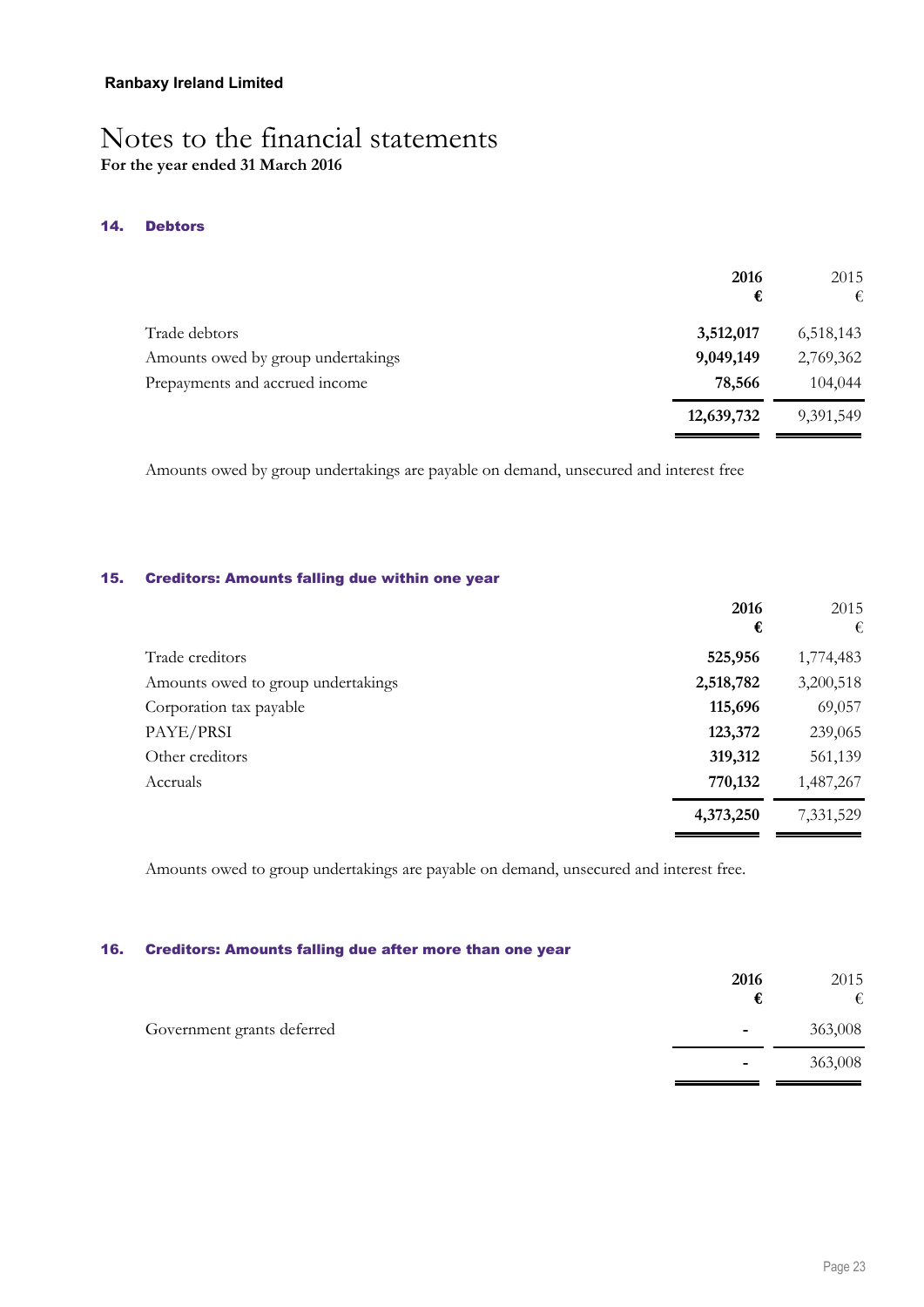# Notes to the financial statements

**For the year ended 31 March 2016**

## 14. Debtors

| | 2016 € | 2015 € |
|---|---|---|
| Trade debtors | **3,512,017** | 6,518,143 |
| Amounts owed by group undertakings | **9,049,149** | 2,769,362 |
| Prepayments and accrued income | **78,566** | 104,044 |
| | **12,639,732** | 9,391,549 |

Amounts owed by group undertakings are payable on demand, unsecured and interest free

## 15. Creditors: Amounts falling due within one year

| | 2016 € | 2015 € |
|---|---|---|
| Trade creditors | **525,956** | 1,774,483 |
| Amounts owed to group undertakings | **2,518,782** | 3,200,518 |
| Corporation tax payable | **115,696** | 69,057 |
| PAYE/PRSI | **123,372** | 239,065 |
| Other creditors | **319,312** | 561,139 |
| Accruals | **770,132** | 1,487,267 |
| | **4,373,250** | 7,331,529 |

Amounts owed to group undertakings are payable on demand, unsecured and interest free.

## 16. Creditors: Amounts falling due after more than one year

| | 2016 € | 2015 € |
|---|---|---|
| Government grants deferred | **-** | 363,008 |
| | **-** | 363,008 |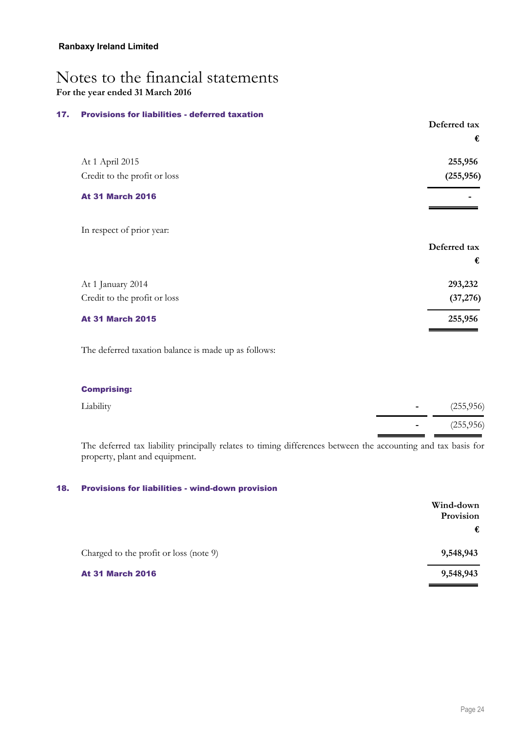**Ranbaxy Ireland Limited**

# Notes to the financial statements

**For the year ended 31 March 2016**

## 17. Provisions for liabilities - deferred taxation

| | Deferred tax |
|---|---|
| | € |
| At 1 April 2015 | 255,956 |
| Credit to the profit or loss | (255,956) |
| **At 31 March 2016** | - |

In respect of prior year:

| | Deferred tax |
|---|---|
| | € |
| At 1 January 2014 | 293,232 |
| Credit to the profit or loss | (37,276) |
| **At 31 March 2015** | 255,956 |

The deferred taxation balance is made up as follows:

**Comprising:**

| | | |
|---|---|---|
| Liability | - | (255,956) |
| | - | (255,956) |

The deferred tax liability principally relates to timing differences between the accounting and tax basis for property, plant and equipment.

## 18. Provisions for liabilities - wind-down provision

| | Wind-down Provision |
|---|---|
| | € |
| Charged to the profit or loss (note 9) | 9,548,943 |
| **At 31 March 2016** | 9,548,943 |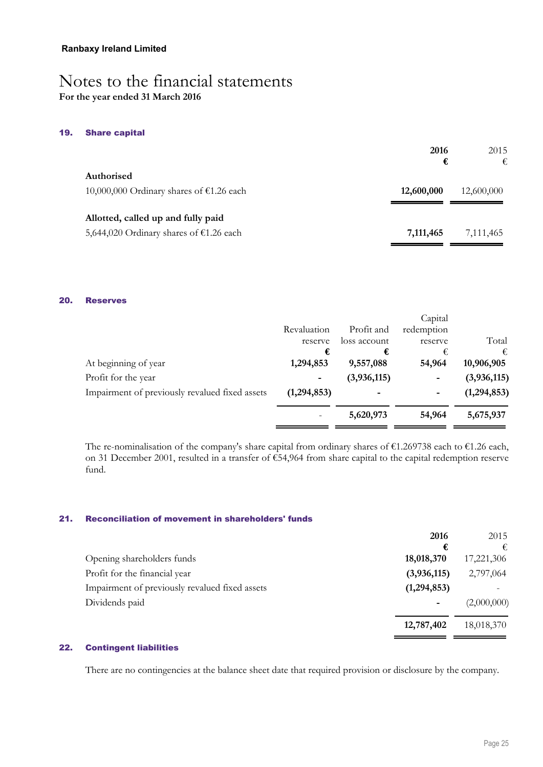**Ranbaxy Ireland Limited**

# Notes to the financial statements

**For the year ended 31 March 2016**

## 19. Share capital

| | 2016 € | 2015 € |
|---|---|---|
| **Authorised** | | |
| 10,000,000 Ordinary shares of €1.26 each | **12,600,000** | 12,600,000 |
| **Allotted, called up and fully paid** | | |
| 5,644,020 Ordinary shares of €1.26 each | **7,111,465** | 7,111,465 |

## 20. Reserves

| | Revaluation reserve € | Profit and loss account € | Capital redemption reserve € | Total € |
|---|---|---|---|---|
| At beginning of year | **1,294,853** | **9,557,088** | **54,964** | **10,906,905** |
| Profit for the year | **-** | **(3,936,115)** | **-** | **(3,936,115)** |
| Impairment of previously revalued fixed assets | **(1,294,853)** | **-** | **-** | **(1,294,853)** |
| | - | **5,620,973** | **54,964** | **5,675,937** |

The re-nominalisation of the company's share capital from ordinary shares of €1.269738 each to €1.26 each, on 31 December 2001, resulted in a transfer of €54,964 from share capital to the capital redemption reserve fund.

## 21. Reconciliation of movement in shareholders' funds

| | 2016 € | 2015 € |
|---|---|---|
| Opening shareholders funds | **18,018,370** | 17,221,306 |
| Profit for the financial year | **(3,936,115)** | 2,797,064 |
| Impairment of previously revalued fixed assets | **(1,294,853)** | - |
| Dividends paid | **-** | (2,000,000) |
| | **12,787,402** | 18,018,370 |

## 22. Contingent liabilities

There are no contingencies at the balance sheet date that required provision or disclosure by the company.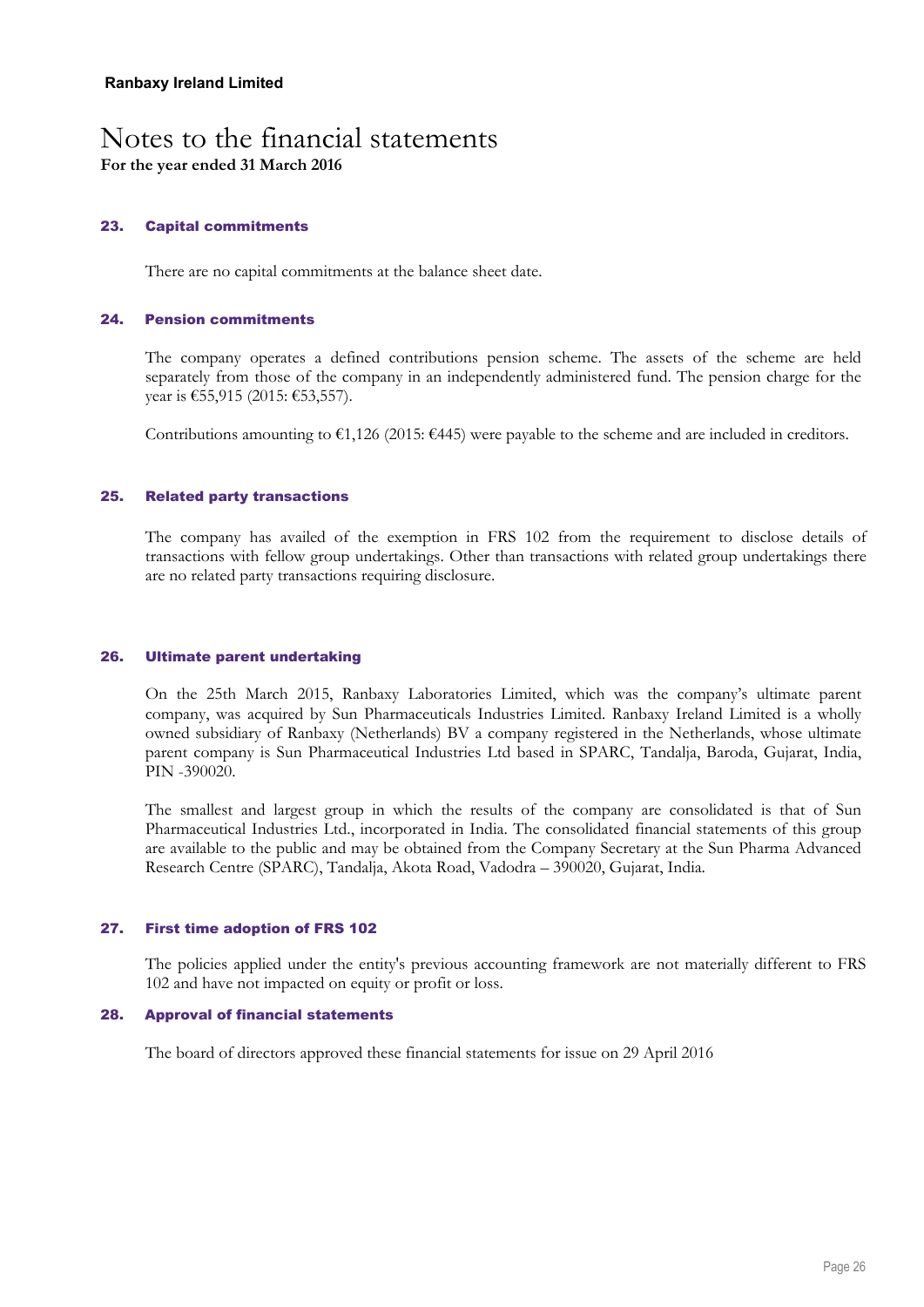**Ranbaxy Ireland Limited**

# Notes to the financial statements

**For the year ended 31 March 2016**

## 23. Capital commitments

There are no capital commitments at the balance sheet date.

## 24. Pension commitments

The company operates a defined contributions pension scheme. The assets of the scheme are held separately from those of the company in an independently administered fund. The pension charge for the year is €55,915 (2015: €53,557).

Contributions amounting to €1,126 (2015: €445) were payable to the scheme and are included in creditors.

## 25. Related party transactions

The company has availed of the exemption in FRS 102 from the requirement to disclose details of transactions with fellow group undertakings. Other than transactions with related group undertakings there are no related party transactions requiring disclosure.

## 26. Ultimate parent undertaking

On the 25th March 2015, Ranbaxy Laboratories Limited, which was the company's ultimate parent company, was acquired by Sun Pharmaceuticals Industries Limited. Ranbaxy Ireland Limited is a wholly owned subsidiary of Ranbaxy (Netherlands) BV a company registered in the Netherlands, whose ultimate parent company is Sun Pharmaceutical Industries Ltd based in SPARC, Tandalja, Baroda, Gujarat, India, PIN -390020.

The smallest and largest group in which the results of the company are consolidated is that of Sun Pharmaceutical Industries Ltd., incorporated in India. The consolidated financial statements of this group are available to the public and may be obtained from the Company Secretary at the Sun Pharma Advanced Research Centre (SPARC), Tandalja, Akota Road, Vadodra – 390020, Gujarat, India.

## 27. First time adoption of FRS 102

The policies applied under the entity's previous accounting framework are not materially different to FRS 102 and have not impacted on equity or profit or loss.

## 28. Approval of financial statements

The board of directors approved these financial statements for issue on 29 April 2016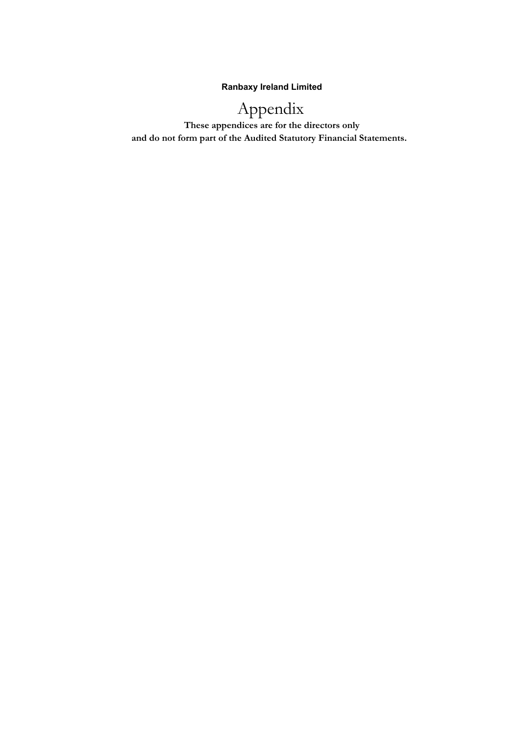**Ranbaxy Ireland Limited**

# Appendix

**These appendices are for the directors only**
**and do not form part of the Audited Statutory Financial Statements.**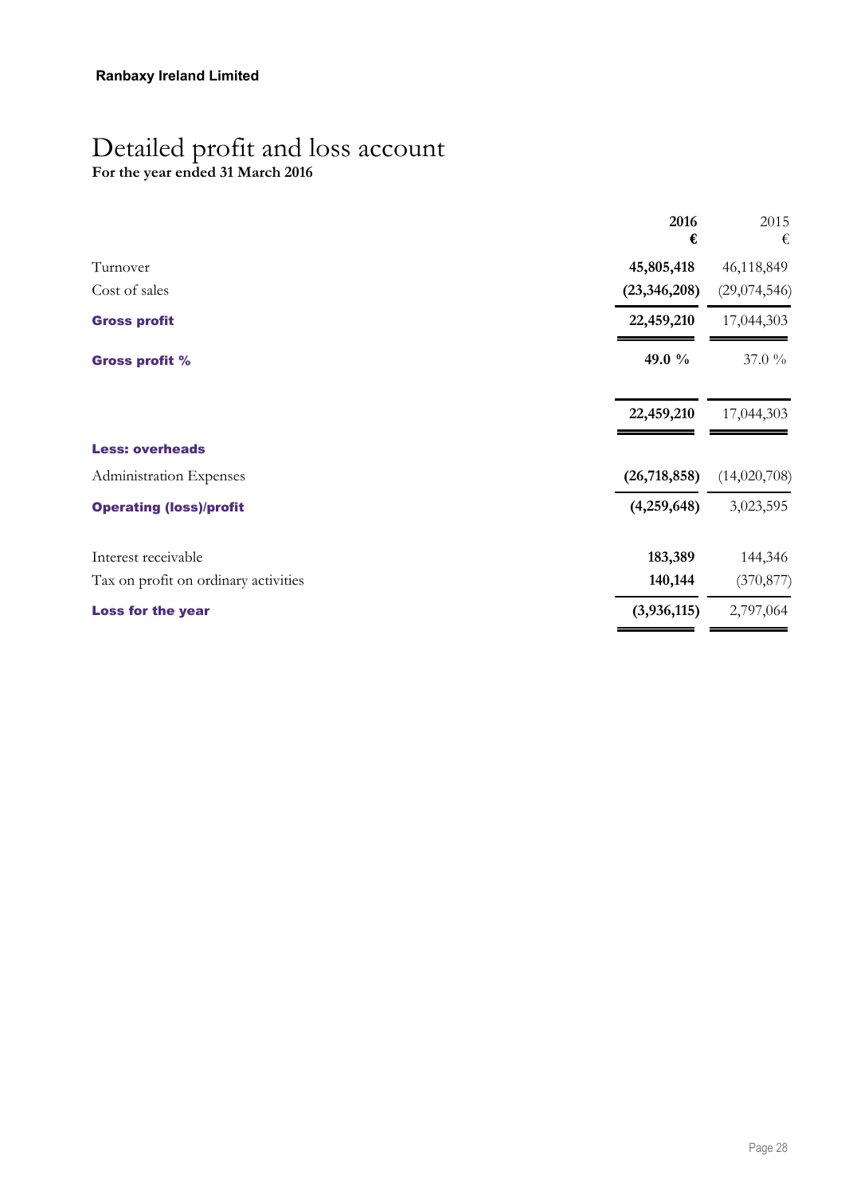**Ranbaxy Ireland Limited**

# Detailed profit and loss account

**For the year ended 31 March 2016**

| | **2016** | 2015 |
|---|---|---|
| | **€** | € |
| Turnover | **45,805,418** | 46,118,849 |
| Cost of sales | **(23,346,208)** | (29,074,546) |
| **Gross profit** | **22,459,210** | 17,044,303 |
| **Gross profit %** | **49.0 %** | 37.0 % |
| | **22,459,210** | 17,044,303 |
| **Less: overheads** | | |
| Administration Expenses | **(26,718,858)** | (14,020,708) |
| **Operating (loss)/profit** | **(4,259,648)** | 3,023,595 |
| Interest receivable | **183,389** | 144,346 |
| Tax on profit on ordinary activities | **140,144** | (370,877) |
| **Loss for the year** | **(3,936,115)** | 2,797,064 |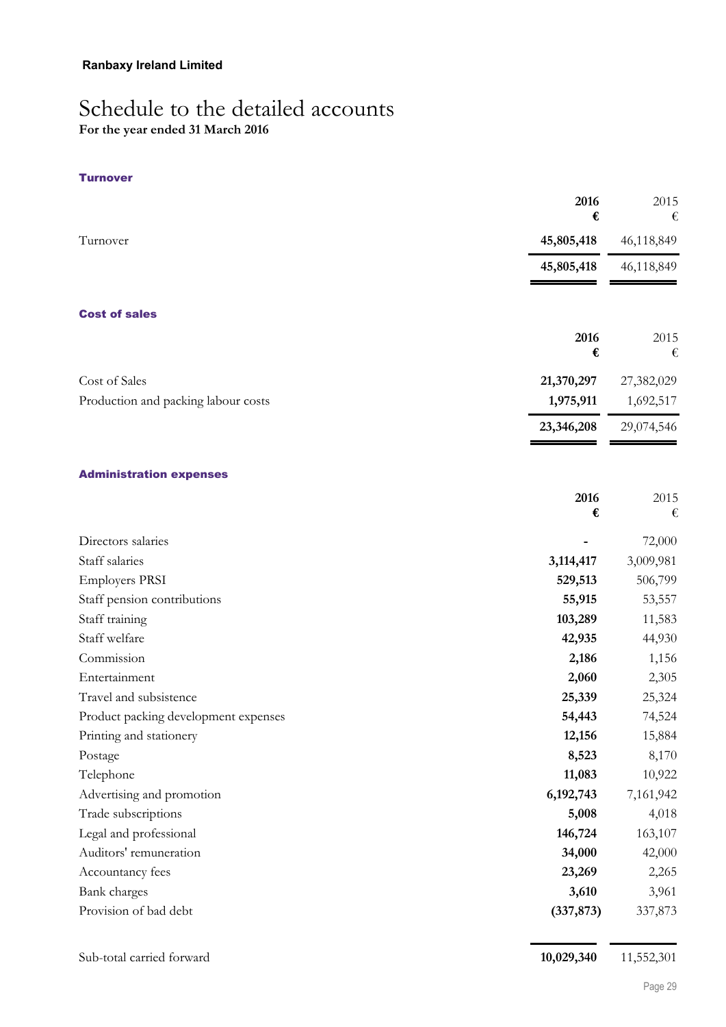**Ranbaxy Ireland Limited**

# Schedule to the detailed accounts

**For the year ended 31 March 2016**

### Turnover

| | **2016** | 2015 |
|---|---|---|
| | **€** | € |
| Turnover | **45,805,418** | 46,118,849 |
| | **45,805,418** | 46,118,849 |

### Cost of sales

| | **2016** | 2015 |
|---|---|---|
| | **€** | € |
| Cost of Sales | **21,370,297** | 27,382,029 |
| Production and packing labour costs | **1,975,911** | 1,692,517 |
| | **23,346,208** | 29,074,546 |

### Administration expenses

| | **2016** | 2015 |
|---|---|---|
| | **€** | € |
| Directors salaries | **-** | 72,000 |
| Staff salaries | **3,114,417** | 3,009,981 |
| Employers PRSI | **529,513** | 506,799 |
| Staff pension contributions | **55,915** | 53,557 |
| Staff training | **103,289** | 11,583 |
| Staff welfare | **42,935** | 44,930 |
| Commission | **2,186** | 1,156 |
| Entertainment | **2,060** | 2,305 |
| Travel and subsistence | **25,339** | 25,324 |
| Product packing development expenses | **54,443** | 74,524 |
| Printing and stationery | **12,156** | 15,884 |
| Postage | **8,523** | 8,170 |
| Telephone | **11,083** | 10,922 |
| Advertising and promotion | **6,192,743** | 7,161,942 |
| Trade subscriptions | **5,008** | 4,018 |
| Legal and professional | **146,724** | 163,107 |
| Auditors' remuneration | **34,000** | 42,000 |
| Accountancy fees | **23,269** | 2,265 |
| Bank charges | **3,610** | 3,961 |
| Provision of bad debt | **(337,873)** | 337,873 |
| Sub-total carried forward | **10,029,340** | 11,552,301 |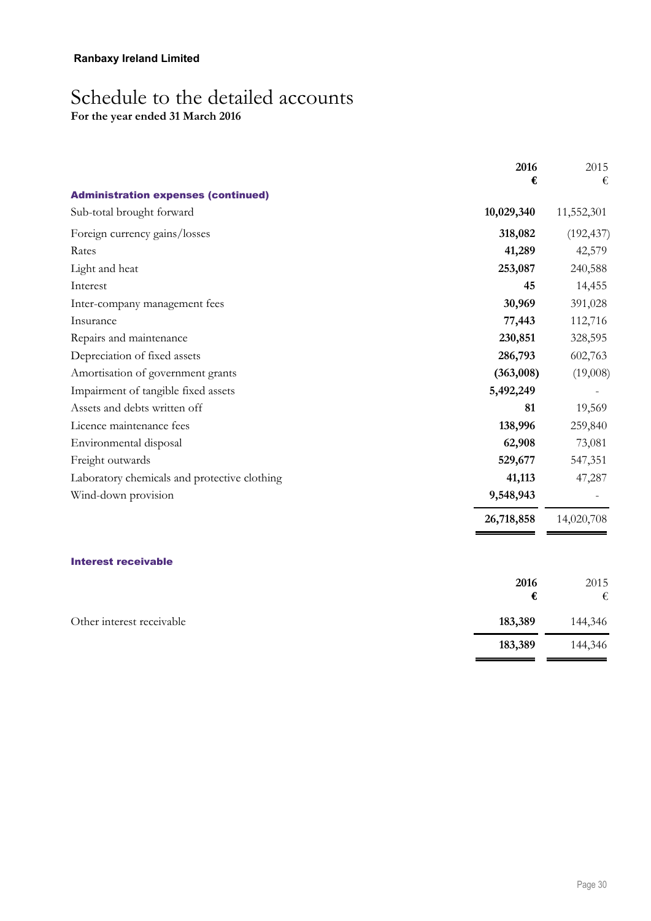**Ranbaxy Ireland Limited**

# Schedule to the detailed accounts

**For the year ended 31 March 2016**

| | 2016 € | 2015 € |
|---|---|---|
| **Administration expenses (continued)** | | |
| Sub-total brought forward | **10,029,340** | 11,552,301 |
| Foreign currency gains/losses | **318,082** | (192,437) |
| Rates | **41,289** | 42,579 |
| Light and heat | **253,087** | 240,588 |
| Interest | **45** | 14,455 |
| Inter-company management fees | **30,969** | 391,028 |
| Insurance | **77,443** | 112,716 |
| Repairs and maintenance | **230,851** | 328,595 |
| Depreciation of fixed assets | **286,793** | 602,763 |
| Amortisation of government grants | **(363,008)** | (19,008) |
| Impairment of tangible fixed assets | **5,492,249** | - |
| Assets and debts written off | **81** | 19,569 |
| Licence maintenance fees | **138,996** | 259,840 |
| Environmental disposal | **62,908** | 73,081 |
| Freight outwards | **529,677** | 547,351 |
| Laboratory chemicals and protective clothing | **41,113** | 47,287 |
| Wind-down provision | **9,548,943** | - |
| | **26,718,858** | 14,020,708 |

**Interest receivable**

| | 2016 € | 2015 € |
|---|---|---|
| Other interest receivable | **183,389** | 144,346 |
| | **183,389** | 144,346 |